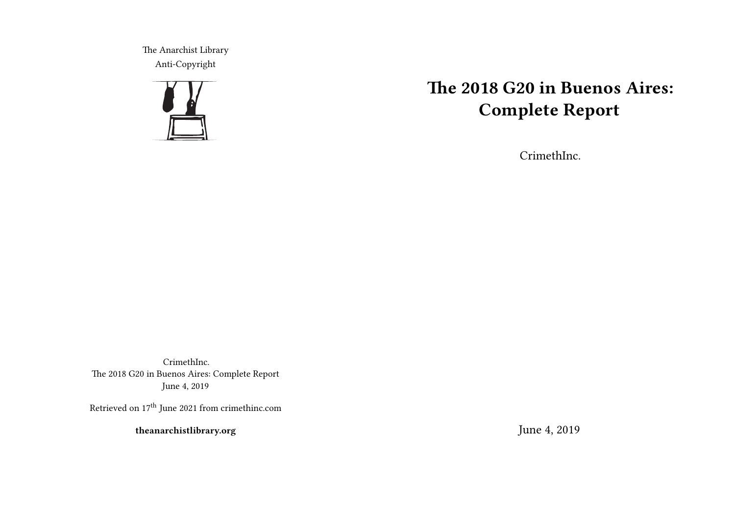The Anarchist Library
Anti-Copyright

# The 2018 G20 in Buenos Aires: Complete Report

CrimethInc.

June 4, 2019

CrimethInc.
The 2018 G20 in Buenos Aires: Complete Report
June 4, 2019

Retrieved on 17th June 2021 from crimethinc.com

**theanarchistlibrary.org**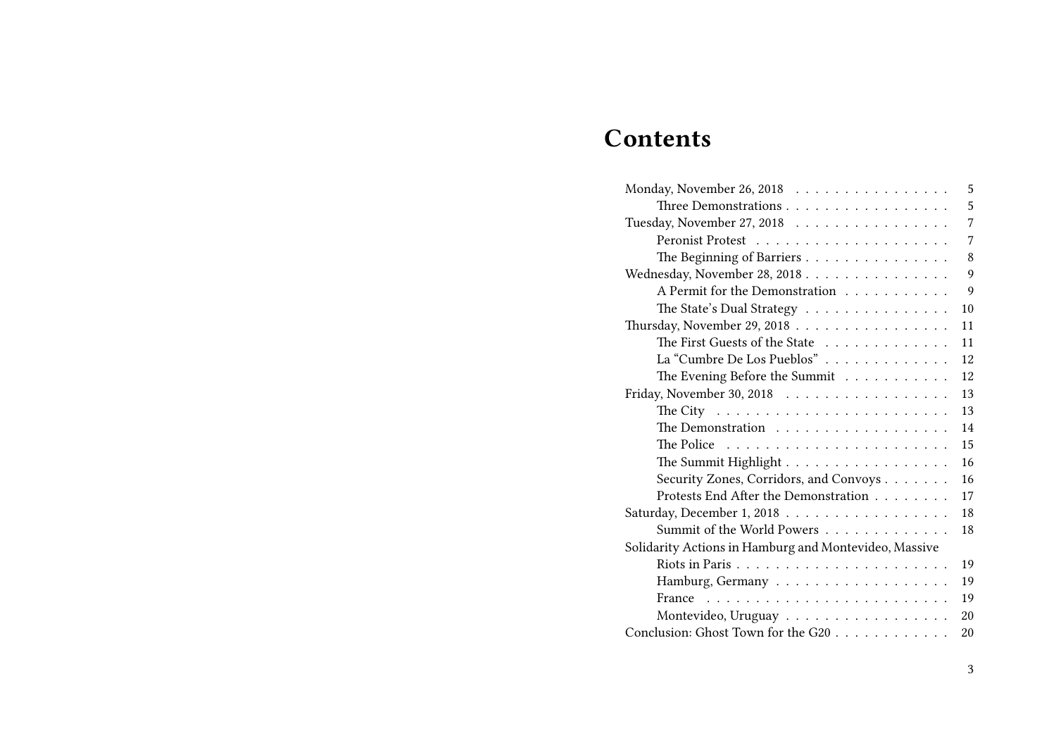# Contents

- Monday, November 26, 2018 ... 5
  - Three Demonstrations ... 5
- Tuesday, November 27, 2018 ... 7
  - Peronist Protest ... 7
  - The Beginning of Barriers ... 8
- Wednesday, November 28, 2018 ... 9
  - A Permit for the Demonstration ... 9
  - The State's Dual Strategy ... 10
- Thursday, November 29, 2018 ... 11
  - The First Guests of the State ... 11
  - La "Cumbre De Los Pueblos" ... 12
  - The Evening Before the Summit ... 12
- Friday, November 30, 2018 ... 13
  - The City ... 13
  - The Demonstration ... 14
  - The Police ... 15
  - The Summit Highlight ... 16
  - Security Zones, Corridors, and Convoys ... 16
  - Protests End After the Demonstration ... 17
- Saturday, December 1, 2018 ... 18
  - Summit of the World Powers ... 18
- Solidarity Actions in Hamburg and Montevideo, Massive Riots in Paris ... 19
  - Hamburg, Germany ... 19
  - France ... 19
  - Montevideo, Uruguay ... 20
- Conclusion: Ghost Town for the G20 ... 20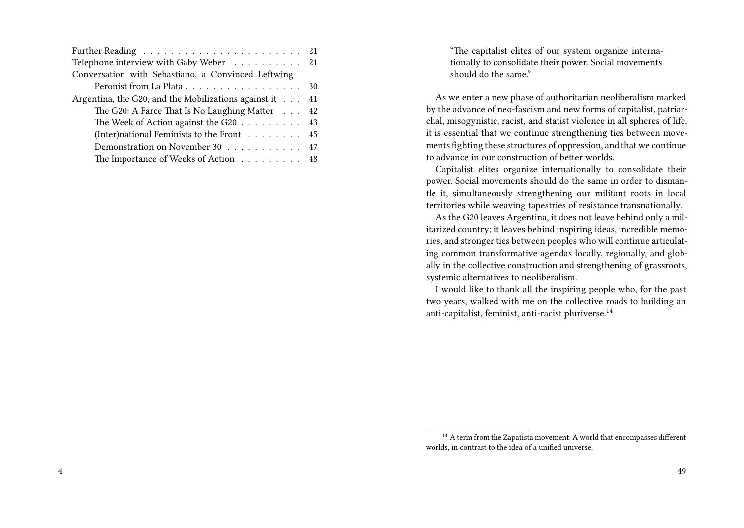Further Reading . . . . . . . . . . 21
Telephone interview with Gaby Weber . . . . . . . . . . 21
Conversation with Sebastiano, a Convinced Leftwing Peronist from La Plata . . . . . . . . . . 30
Argentina, the G20, and the Mobilizations against it . . . 41
- The G20: A Farce That Is No Laughing Matter . . . 42
- The Week of Action against the G20 . . . . . . . . . 43
- (Inter)national Feminists to the Front . . . . . . . . 45
- Demonstration on November 30 . . . . . . . . . . . 47
- The Importance of Weeks of Action . . . . . . . . . 48

> "The capitalist elites of our system organize internationally to consolidate their power. Social movements should do the same."

As we enter a new phase of authoritarian neoliberalism marked by the advance of neo-fascism and new forms of capitalist, patriarchal, misogynistic, racist, and statist violence in all spheres of life, it is essential that we continue strengthening ties between movements fighting these structures of oppression, and that we continue to advance in our construction of better worlds.

Capitalist elites organize internationally to consolidate their power. Social movements should do the same in order to dismantle it, simultaneously strengthening our militant roots in local territories while weaving tapestries of resistance transnationally.

As the G20 leaves Argentina, it does not leave behind only a militarized country; it leaves behind inspiring ideas, incredible memories, and stronger ties between peoples who will continue articulating common transformative agendas locally, regionally, and globally in the collective construction and strengthening of grassroots, systemic alternatives to neoliberalism.

I would like to thank all the inspiring people who, for the past two years, walked with me on the collective roads to building an anti-capitalist, feminist, anti-racist pluriverse.[14]

[14] A term from the Zapatista movement: A world that encompasses different worlds, in contrast to the idea of a unified universe.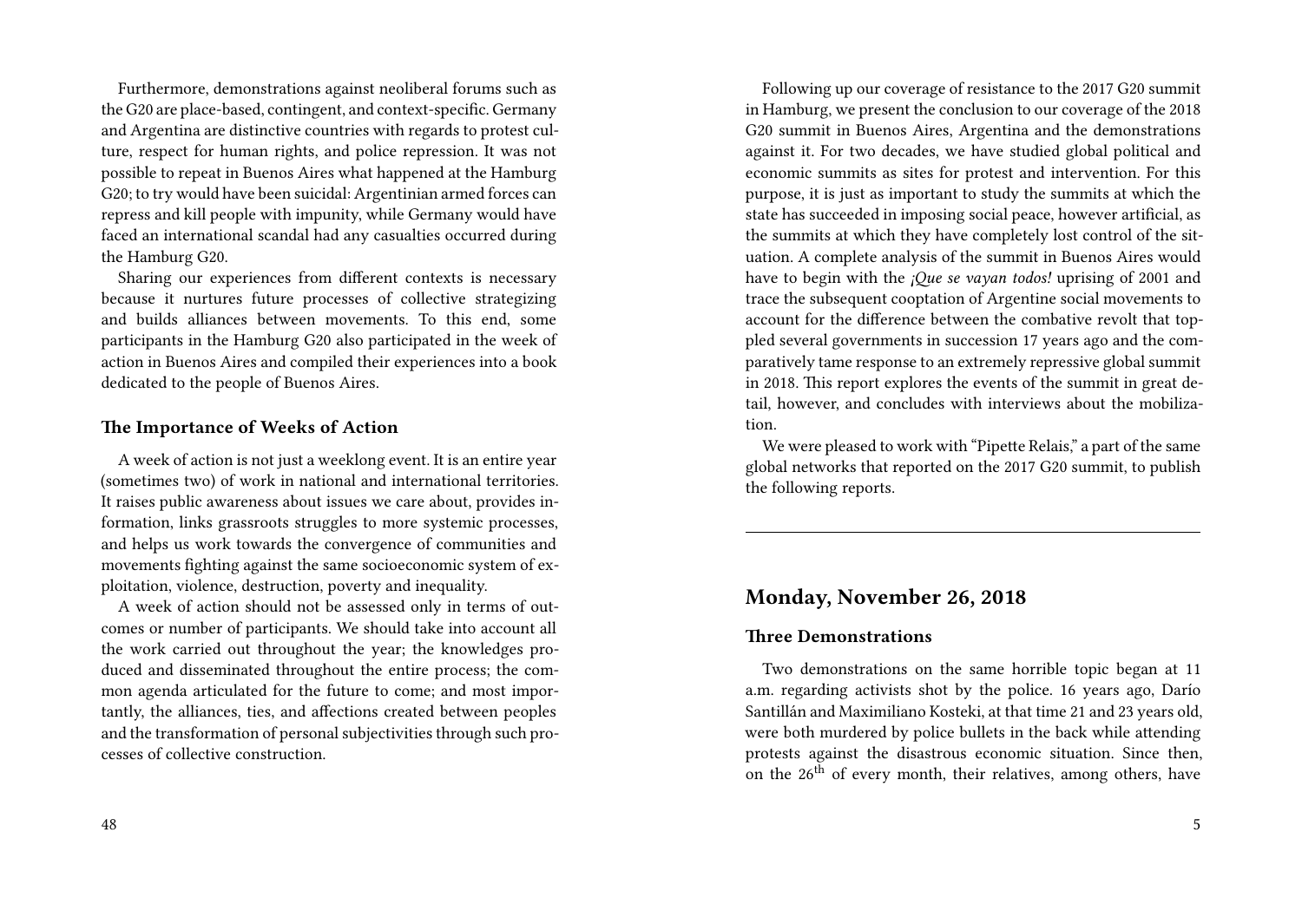Furthermore, demonstrations against neoliberal forums such as the G20 are place-based, contingent, and context-specific. Germany and Argentina are distinctive countries with regards to protest culture, respect for human rights, and police repression. It was not possible to repeat in Buenos Aires what happened at the Hamburg G20; to try would have been suicidal: Argentinian armed forces can repress and kill people with impunity, while Germany would have faced an international scandal had any casualties occurred during the Hamburg G20.

Sharing our experiences from different contexts is necessary because it nurtures future processes of collective strategizing and builds alliances between movements. To this end, some participants in the Hamburg G20 also participated in the week of action in Buenos Aires and compiled their experiences into a book dedicated to the people of Buenos Aires.

### The Importance of Weeks of Action

A week of action is not just a weeklong event. It is an entire year (sometimes two) of work in national and international territories. It raises public awareness about issues we care about, provides information, links grassroots struggles to more systemic processes, and helps us work towards the convergence of communities and movements fighting against the same socioeconomic system of exploitation, violence, destruction, poverty and inequality.

A week of action should not be assessed only in terms of outcomes or number of participants. We should take into account all the work carried out throughout the year; the knowledges produced and disseminated throughout the entire process; the common agenda articulated for the future to come; and most importantly, the alliances, ties, and affections created between peoples and the transformation of personal subjectivities through such processes of collective construction.

Following up our coverage of resistance to the 2017 G20 summit in Hamburg, we present the conclusion to our coverage of the 2018 G20 summit in Buenos Aires, Argentina and the demonstrations against it. For two decades, we have studied global political and economic summits as sites for protest and intervention. For this purpose, it is just as important to study the summits at which the state has succeeded in imposing social peace, however artificial, as the summits at which they have completely lost control of the situation. A complete analysis of the summit in Buenos Aires would have to begin with the *¡Que se vayan todos!* uprising of 2001 and trace the subsequent cooptation of Argentine social movements to account for the difference between the combative revolt that toppled several governments in succession 17 years ago and the comparatively tame response to an extremely repressive global summit in 2018. This report explores the events of the summit in great detail, however, and concludes with interviews about the mobilization.

We were pleased to work with "Pipette Relais," a part of the same global networks that reported on the 2017 G20 summit, to publish the following reports.

---

## Monday, November 26, 2018

### Three Demonstrations

Two demonstrations on the same horrible topic began at 11 a.m. regarding activists shot by the police. 16 years ago, Darío Santillán and Maximiliano Kosteki, at that time 21 and 23 years old, were both murdered by police bullets in the back while attending protests against the disastrous economic situation. Since then, on the 26th of every month, their relatives, among others, have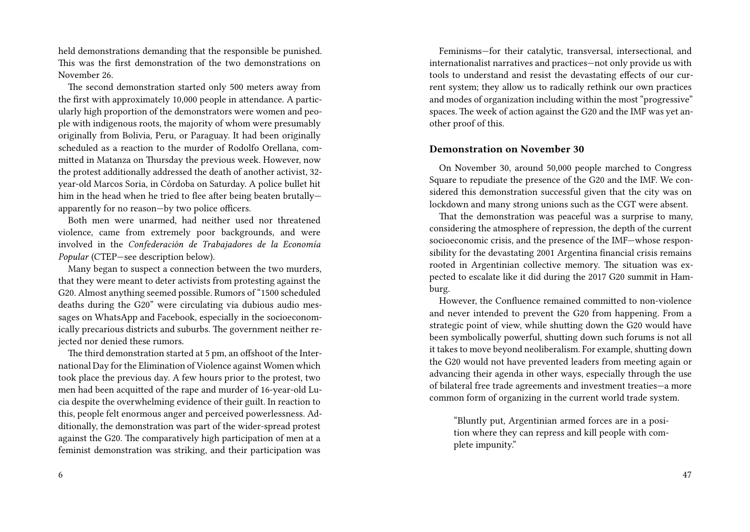held demonstrations demanding that the responsible be punished. This was the first demonstration of the two demonstrations on November 26.

The second demonstration started only 500 meters away from the first with approximately 10,000 people in attendance. A particularly high proportion of the demonstrators were women and people with indigenous roots, the majority of whom were presumably originally from Bolivia, Peru, or Paraguay. It had been originally scheduled as a reaction to the murder of Rodolfo Orellana, committed in Matanza on Thursday the previous week. However, now the protest additionally addressed the death of another activist, 32-year-old Marcos Soria, in Córdoba on Saturday. A police bullet hit him in the head when he tried to flee after being beaten brutally—apparently for no reason—by two police officers.

Both men were unarmed, had neither used nor threatened violence, came from extremely poor backgrounds, and were involved in the *Confederación de Trabajadores de la Economía Popular* (CTEP—see description below).

Many began to suspect a connection between the two murders, that they were meant to deter activists from protesting against the G20. Almost anything seemed possible. Rumors of "1500 scheduled deaths during the G20" were circulating via dubious audio messages on WhatsApp and Facebook, especially in the socioeconomically precarious districts and suburbs. The government neither rejected nor denied these rumors.

The third demonstration started at 5 pm, an offshoot of the International Day for the Elimination of Violence against Women which took place the previous day. A few hours prior to the protest, two men had been acquitted of the rape and murder of 16-year-old Lucia despite the overwhelming evidence of their guilt. In reaction to this, people felt enormous anger and perceived powerlessness. Additionally, the demonstration was part of the wider-spread protest against the G20. The comparatively high participation of men at a feminist demonstration was striking, and their participation was

Feminisms—for their catalytic, transversal, intersectional, and internationalist narratives and practices—not only provide us with tools to understand and resist the devastating effects of our current system; they allow us to radically rethink our own practices and modes of organization including within the most "progressive" spaces. The week of action against the G20 and the IMF was yet another proof of this.

### Demonstration on November 30

On November 30, around 50,000 people marched to Congress Square to repudiate the presence of the G20 and the IMF. We considered this demonstration successful given that the city was on lockdown and many strong unions such as the CGT were absent.

That the demonstration was peaceful was a surprise to many, considering the atmosphere of repression, the depth of the current socioeconomic crisis, and the presence of the IMF—whose responsibility for the devastating 2001 Argentina financial crisis remains rooted in Argentinian collective memory. The situation was expected to escalate like it did during the 2017 G20 summit in Hamburg.

However, the Confluence remained committed to non-violence and never intended to prevent the G20 from happening. From a strategic point of view, while shutting down the G20 would have been symbolically powerful, shutting down such forums is not all it takes to move beyond neoliberalism. For example, shutting down the G20 would not have prevented leaders from meeting again or advancing their agenda in other ways, especially through the use of bilateral free trade agreements and investment treaties—a more common form of organizing in the current world trade system.

> "Bluntly put, Argentinian armed forces are in a position where they can repress and kill people with complete impunity."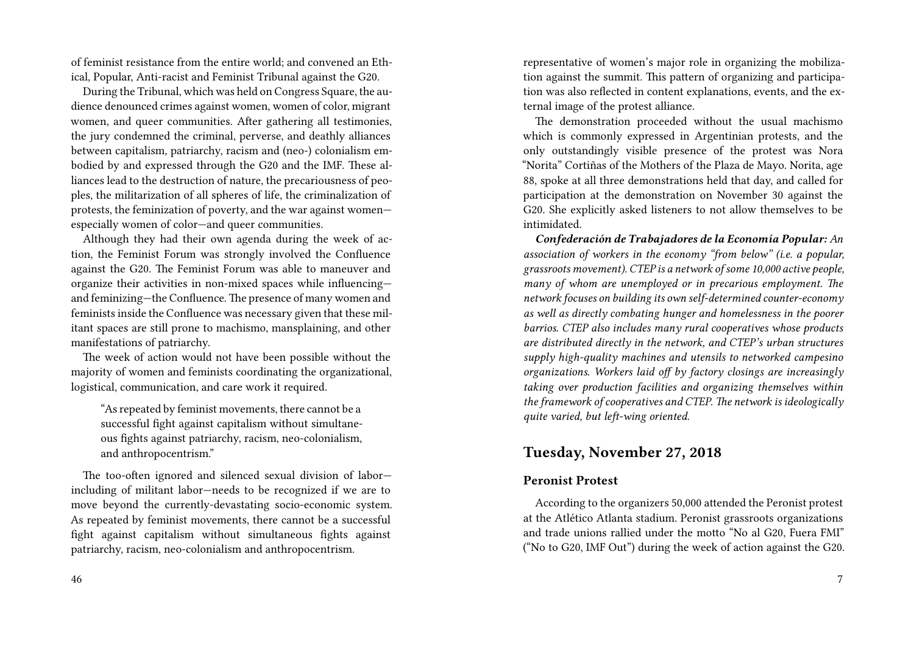of feminist resistance from the entire world; and convened an Ethical, Popular, Anti-racist and Feminist Tribunal against the G20.

During the Tribunal, which was held on Congress Square, the audience denounced crimes against women, women of color, migrant women, and queer communities. After gathering all testimonies, the jury condemned the criminal, perverse, and deathly alliances between capitalism, patriarchy, racism and (neo-) colonialism embodied by and expressed through the G20 and the IMF. These alliances lead to the destruction of nature, the precariousness of peoples, the militarization of all spheres of life, the criminalization of protests, the feminization of poverty, and the war against women—especially women of color—and queer communities.

Although they had their own agenda during the week of action, the Feminist Forum was strongly involved the Confluence against the G20. The Feminist Forum was able to maneuver and organize their activities in non-mixed spaces while influencing—and feminizing—the Confluence. The presence of many women and feminists inside the Confluence was necessary given that these militant spaces are still prone to machismo, mansplaining, and other manifestations of patriarchy.

The week of action would not have been possible without the majority of women and feminists coordinating the organizational, logistical, communication, and care work it required.

> "As repeated by feminist movements, there cannot be a successful fight against capitalism without simultaneous fights against patriarchy, racism, neo-colonialism, and anthropocentrism."

The too-often ignored and silenced sexual division of labor—including of militant labor—needs to be recognized if we are to move beyond the currently-devastating socio-economic system. As repeated by feminist movements, there cannot be a successful fight against capitalism without simultaneous fights against patriarchy, racism, neo-colonialism and anthropocentrism.

representative of women's major role in organizing the mobilization against the summit. This pattern of organizing and participation was also reflected in content explanations, events, and the external image of the protest alliance.

The demonstration proceeded without the usual machismo which is commonly expressed in Argentinian protests, and the only outstandingly visible presence of the protest was Nora "Norita" Cortiñas of the Mothers of the Plaza de Mayo. Norita, age 88, spoke at all three demonstrations held that day, and called for participation at the demonstration on November 30 against the G20. She explicitly asked listeners to not allow themselves to be intimidated.

***Confederación de Trabajadores de la Economía Popular:*** *An association of workers in the economy "from below" (i.e. a popular, grassroots movement). CTEP is a network of some 10,000 active people, many of whom are unemployed or in precarious employment. The network focuses on building its own self-determined counter-economy as well as directly combating hunger and homelessness in the poorer barrios. CTEP also includes many rural cooperatives whose products are distributed directly in the network, and CTEP's urban structures supply high-quality machines and utensils to networked campesino organizations. Workers laid off by factory closings are increasingly taking over production facilities and organizing themselves within the framework of cooperatives and CTEP. The network is ideologically quite varied, but left-wing oriented.*

## Tuesday, November 27, 2018

### Peronist Protest

According to the organizers 50,000 attended the Peronist protest at the Atlético Atlanta stadium. Peronist grassroots organizations and trade unions rallied under the motto "No al G20, Fuera FMI" ("No to G20, IMF Out") during the week of action against the G20.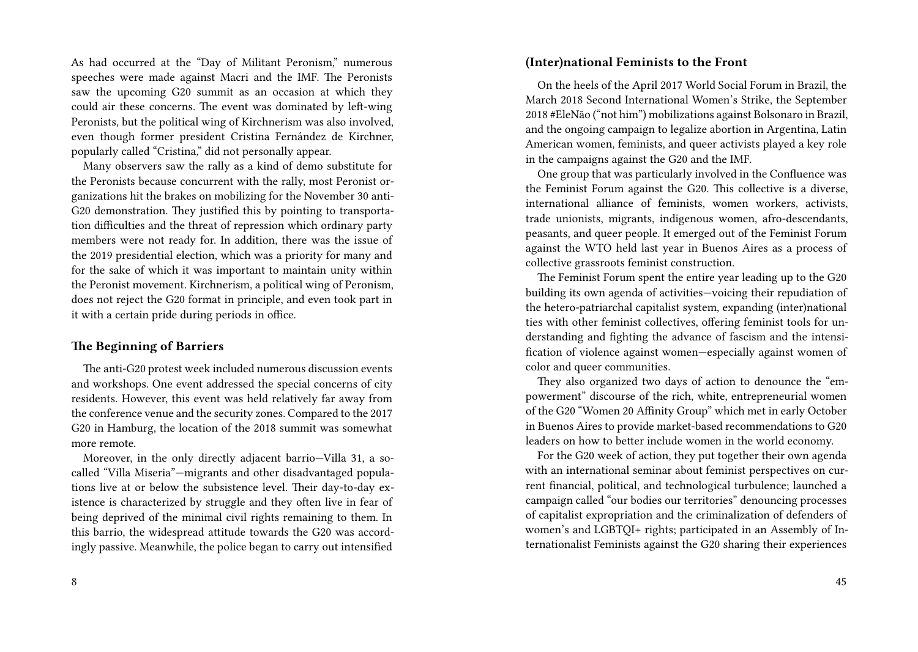As had occurred at the "Day of Militant Peronism," numerous speeches were made against Macri and the IMF. The Peronists saw the upcoming G20 summit as an occasion at which they could air these concerns. The event was dominated by left-wing Peronists, but the political wing of Kirchnerism was also involved, even though former president Cristina Fernández de Kirchner, popularly called "Cristina," did not personally appear.

Many observers saw the rally as a kind of demo substitute for the Peronists because concurrent with the rally, most Peronist organizations hit the brakes on mobilizing for the November 30 anti-G20 demonstration. They justified this by pointing to transportation difficulties and the threat of repression which ordinary party members were not ready for. In addition, there was the issue of the 2019 presidential election, which was a priority for many and for the sake of which it was important to maintain unity within the Peronist movement. Kirchnerism, a political wing of Peronism, does not reject the G20 format in principle, and even took part in it with a certain pride during periods in office.

### The Beginning of Barriers

The anti-G20 protest week included numerous discussion events and workshops. One event addressed the special concerns of city residents. However, this event was held relatively far away from the conference venue and the security zones. Compared to the 2017 G20 in Hamburg, the location of the 2018 summit was somewhat more remote.

Moreover, in the only directly adjacent barrio—Villa 31, a so-called "Villa Miseria"—migrants and other disadvantaged populations live at or below the subsistence level. Their day-to-day existence is characterized by struggle and they often live in fear of being deprived of the minimal civil rights remaining to them. In this barrio, the widespread attitude towards the G20 was accordingly passive. Meanwhile, the police began to carry out intensified

### (Inter)national Feminists to the Front

On the heels of the April 2017 World Social Forum in Brazil, the March 2018 Second International Women's Strike, the September 2018 #EleNão ("not him") mobilizations against Bolsonaro in Brazil, and the ongoing campaign to legalize abortion in Argentina, Latin American women, feminists, and queer activists played a key role in the campaigns against the G20 and the IMF.

One group that was particularly involved in the Confluence was the Feminist Forum against the G20. This collective is a diverse, international alliance of feminists, women workers, activists, trade unionists, migrants, indigenous women, afro-descendants, peasants, and queer people. It emerged out of the Feminist Forum against the WTO held last year in Buenos Aires as a process of collective grassroots feminist construction.

The Feminist Forum spent the entire year leading up to the G20 building its own agenda of activities—voicing their repudiation of the hetero-patriarchal capitalist system, expanding (inter)national ties with other feminist collectives, offering feminist tools for understanding and fighting the advance of fascism and the intensification of violence against women—especially against women of color and queer communities.

They also organized two days of action to denounce the "empowerment" discourse of the rich, white, entrepreneurial women of the G20 "Women 20 Affinity Group" which met in early October in Buenos Aires to provide market-based recommendations to G20 leaders on how to better include women in the world economy.

For the G20 week of action, they put together their own agenda with an international seminar about feminist perspectives on current financial, political, and technological turbulence; launched a campaign called "our bodies our territories" denouncing processes of capitalist expropriation and the criminalization of defenders of women's and LGBTQI+ rights; participated in an Assembly of Internationalist Feminists against the G20 sharing their experiences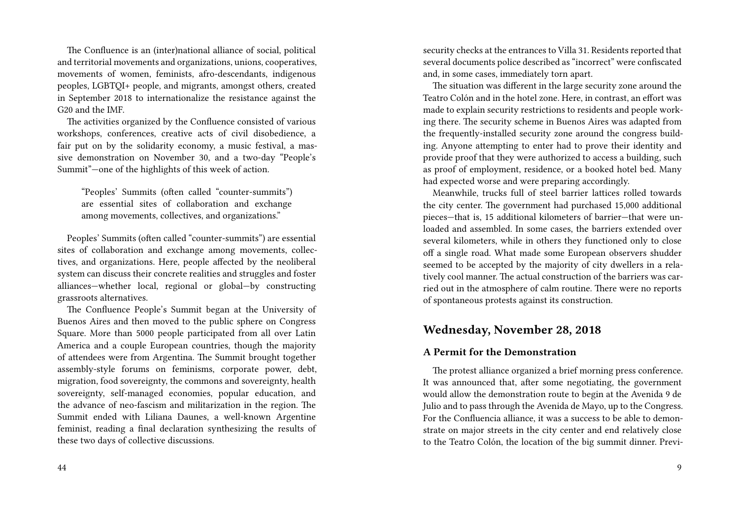The Confluence is an (inter)national alliance of social, political and territorial movements and organizations, unions, cooperatives, movements of women, feminists, afro-descendants, indigenous peoples, LGBTQI+ people, and migrants, amongst others, created in September 2018 to internationalize the resistance against the G20 and the IMF.

The activities organized by the Confluence consisted of various workshops, conferences, creative acts of civil disobedience, a fair put on by the solidarity economy, a music festival, a massive demonstration on November 30, and a two-day "People's Summit"—one of the highlights of this week of action.

> "Peoples' Summits (often called "counter-summits") are essential sites of collaboration and exchange among movements, collectives, and organizations."

Peoples' Summits (often called "counter-summits") are essential sites of collaboration and exchange among movements, collectives, and organizations. Here, people affected by the neoliberal system can discuss their concrete realities and struggles and foster alliances—whether local, regional or global—by constructing grassroots alternatives.

The Confluence People's Summit began at the University of Buenos Aires and then moved to the public sphere on Congress Square. More than 5000 people participated from all over Latin America and a couple European countries, though the majority of attendees were from Argentina. The Summit brought together assembly-style forums on feminisms, corporate power, debt, migration, food sovereignty, the commons and sovereignty, health sovereignty, self-managed economies, popular education, and the advance of neo-fascism and militarization in the region. The Summit ended with Liliana Daunes, a well-known Argentine feminist, reading a final declaration synthesizing the results of these two days of collective discussions.

security checks at the entrances to Villa 31. Residents reported that several documents police described as "incorrect" were confiscated and, in some cases, immediately torn apart.

The situation was different in the large security zone around the Teatro Colón and in the hotel zone. Here, in contrast, an effort was made to explain security restrictions to residents and people working there. The security scheme in Buenos Aires was adapted from the frequently-installed security zone around the congress building. Anyone attempting to enter had to prove their identity and provide proof that they were authorized to access a building, such as proof of employment, residence, or a booked hotel bed. Many had expected worse and were preparing accordingly.

Meanwhile, trucks full of steel barrier lattices rolled towards the city center. The government had purchased 15,000 additional pieces—that is, 15 additional kilometers of barrier—that were unloaded and assembled. In some cases, the barriers extended over several kilometers, while in others they functioned only to close off a single road. What made some European observers shudder seemed to be accepted by the majority of city dwellers in a relatively cool manner. The actual construction of the barriers was carried out in the atmosphere of calm routine. There were no reports of spontaneous protests against its construction.

## Wednesday, November 28, 2018

### A Permit for the Demonstration

The protest alliance organized a brief morning press conference. It was announced that, after some negotiating, the government would allow the demonstration route to begin at the Avenida 9 de Julio and to pass through the Avenida de Mayo, up to the Congress. For the Confluencia alliance, it was a success to be able to demonstrate on major streets in the city center and end relatively close to the Teatro Colón, the location of the big summit dinner. Previ-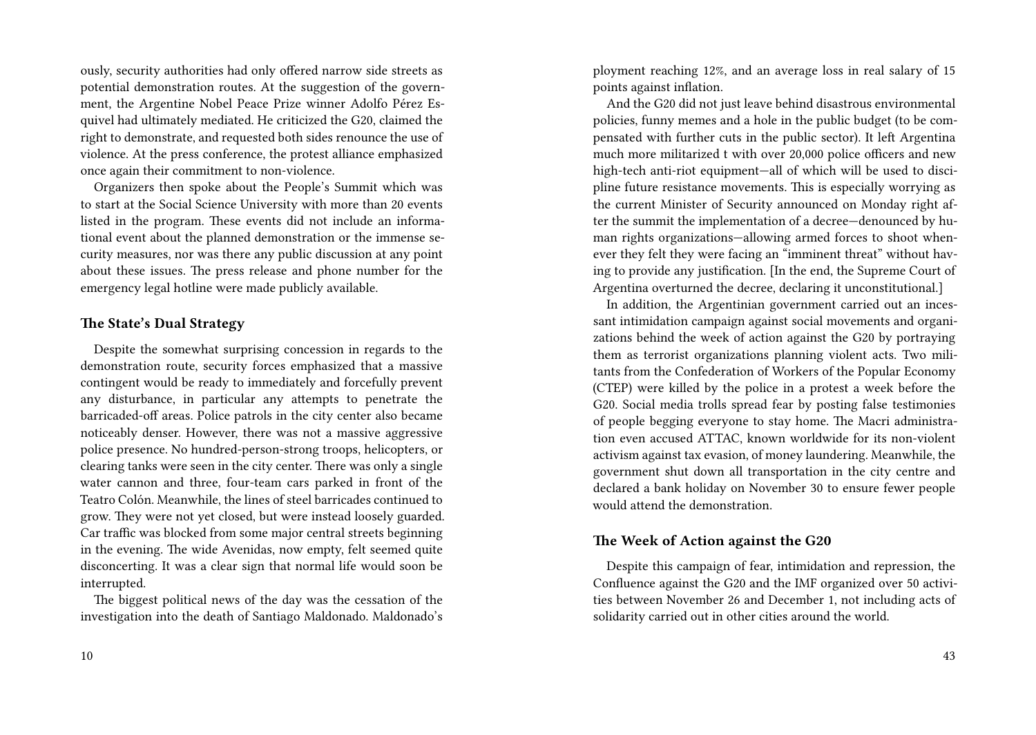ously, security authorities had only offered narrow side streets as potential demonstration routes. At the suggestion of the government, the Argentine Nobel Peace Prize winner Adolfo Pérez Esquivel had ultimately mediated. He criticized the G20, claimed the right to demonstrate, and requested both sides renounce the use of violence. At the press conference, the protest alliance emphasized once again their commitment to non-violence.

Organizers then spoke about the People's Summit which was to start at the Social Science University with more than 20 events listed in the program. These events did not include an informational event about the planned demonstration or the immense security measures, nor was there any public discussion at any point about these issues. The press release and phone number for the emergency legal hotline were made publicly available.

### The State's Dual Strategy

Despite the somewhat surprising concession in regards to the demonstration route, security forces emphasized that a massive contingent would be ready to immediately and forcefully prevent any disturbance, in particular any attempts to penetrate the barricaded-off areas. Police patrols in the city center also became noticeably denser. However, there was not a massive aggressive police presence. No hundred-person-strong troops, helicopters, or clearing tanks were seen in the city center. There was only a single water cannon and three, four-team cars parked in front of the Teatro Colón. Meanwhile, the lines of steel barricades continued to grow. They were not yet closed, but were instead loosely guarded. Car traffic was blocked from some major central streets beginning in the evening. The wide Avenidas, now empty, felt seemed quite disconcerting. It was a clear sign that normal life would soon be interrupted.

The biggest political news of the day was the cessation of the investigation into the death of Santiago Maldonado. Maldonado's

ployment reaching 12%, and an average loss in real salary of 15 points against inflation.

And the G20 did not just leave behind disastrous environmental policies, funny memes and a hole in the public budget (to be compensated with further cuts in the public sector). It left Argentina much more militarized t with over 20,000 police officers and new high-tech anti-riot equipment—all of which will be used to discipline future resistance movements. This is especially worrying as the current Minister of Security announced on Monday right after the summit the implementation of a decree—denounced by human rights organizations—allowing armed forces to shoot whenever they felt they were facing an "imminent threat" without having to provide any justification. [In the end, the Supreme Court of Argentina overturned the decree, declaring it unconstitutional.]

In addition, the Argentinian government carried out an incessant intimidation campaign against social movements and organizations behind the week of action against the G20 by portraying them as terrorist organizations planning violent acts. Two militants from the Confederation of Workers of the Popular Economy (CTEP) were killed by the police in a protest a week before the G20. Social media trolls spread fear by posting false testimonies of people begging everyone to stay home. The Macri administration even accused ATTAC, known worldwide for its non-violent activism against tax evasion, of money laundering. Meanwhile, the government shut down all transportation in the city centre and declared a bank holiday on November 30 to ensure fewer people would attend the demonstration.

### The Week of Action against the G20

Despite this campaign of fear, intimidation and repression, the Confluence against the G20 and the IMF organized over 50 activities between November 26 and December 1, not including acts of solidarity carried out in other cities around the world.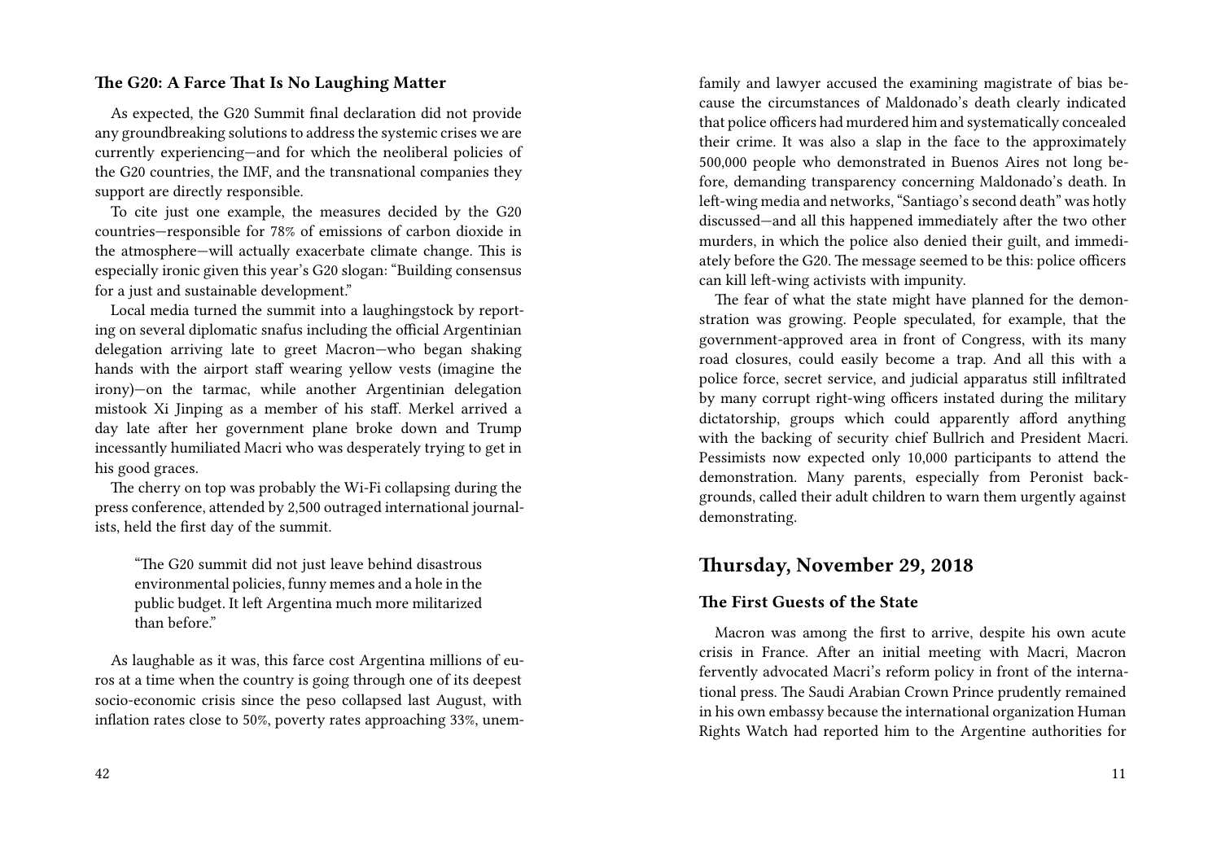### The G20: A Farce That Is No Laughing Matter

As expected, the G20 Summit final declaration did not provide any groundbreaking solutions to address the systemic crises we are currently experiencing—and for which the neoliberal policies of the G20 countries, the IMF, and the transnational companies they support are directly responsible.

To cite just one example, the measures decided by the G20 countries—responsible for 78% of emissions of carbon dioxide in the atmosphere—will actually exacerbate climate change. This is especially ironic given this year's G20 slogan: "Building consensus for a just and sustainable development."

Local media turned the summit into a laughingstock by reporting on several diplomatic snafus including the official Argentinian delegation arriving late to greet Macron—who began shaking hands with the airport staff wearing yellow vests (imagine the irony)—on the tarmac, while another Argentinian delegation mistook Xi Jinping as a member of his staff. Merkel arrived a day late after her government plane broke down and Trump incessantly humiliated Macri who was desperately trying to get in his good graces.

The cherry on top was probably the Wi-Fi collapsing during the press conference, attended by 2,500 outraged international journalists, held the first day of the summit.

> "The G20 summit did not just leave behind disastrous environmental policies, funny memes and a hole in the public budget. It left Argentina much more militarized than before."

As laughable as it was, this farce cost Argentina millions of euros at a time when the country is going through one of its deepest socio-economic crisis since the peso collapsed last August, with inflation rates close to 50%, poverty rates approaching 33%, unem-

family and lawyer accused the examining magistrate of bias because the circumstances of Maldonado's death clearly indicated that police officers had murdered him and systematically concealed their crime. It was also a slap in the face to the approximately 500,000 people who demonstrated in Buenos Aires not long before, demanding transparency concerning Maldonado's death. In left-wing media and networks, "Santiago's second death" was hotly discussed—and all this happened immediately after the two other murders, in which the police also denied their guilt, and immediately before the G20. The message seemed to be this: police officers can kill left-wing activists with impunity.

The fear of what the state might have planned for the demonstration was growing. People speculated, for example, that the government-approved area in front of Congress, with its many road closures, could easily become a trap. And all this with a police force, secret service, and judicial apparatus still infiltrated by many corrupt right-wing officers instated during the military dictatorship, groups which could apparently afford anything with the backing of security chief Bullrich and President Macri. Pessimists now expected only 10,000 participants to attend the demonstration. Many parents, especially from Peronist backgrounds, called their adult children to warn them urgently against demonstrating.

## Thursday, November 29, 2018

### The First Guests of the State

Macron was among the first to arrive, despite his own acute crisis in France. After an initial meeting with Macri, Macron fervently advocated Macri's reform policy in front of the international press. The Saudi Arabian Crown Prince prudently remained in his own embassy because the international organization Human Rights Watch had reported him to the Argentine authorities for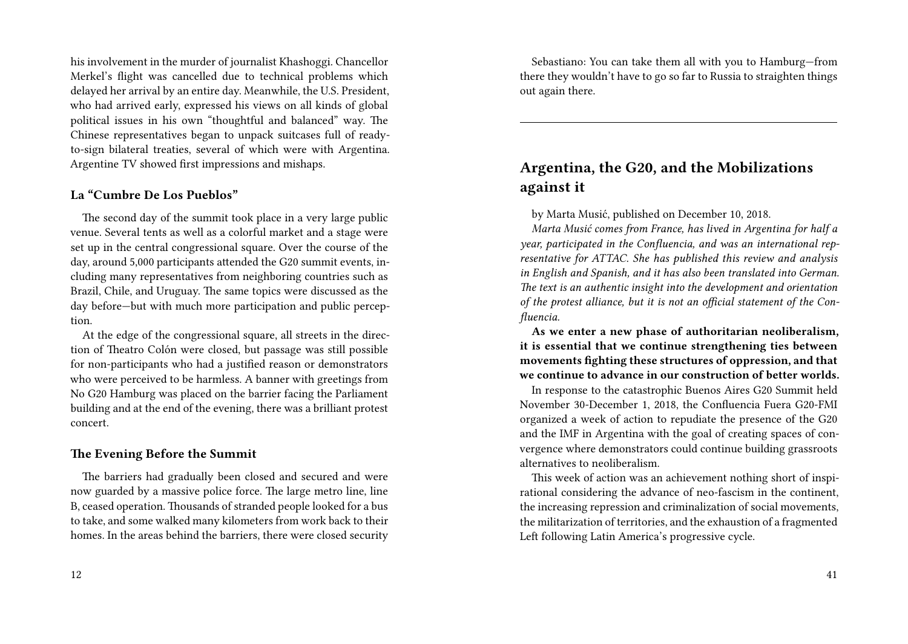his involvement in the murder of journalist Khashoggi. Chancellor Merkel's flight was cancelled due to technical problems which delayed her arrival by an entire day. Meanwhile, the U.S. President, who had arrived early, expressed his views on all kinds of global political issues in his own "thoughtful and balanced" way. The Chinese representatives began to unpack suitcases full of ready-to-sign bilateral treaties, several of which were with Argentina. Argentine TV showed first impressions and mishaps.

### La "Cumbre De Los Pueblos"

The second day of the summit took place in a very large public venue. Several tents as well as a colorful market and a stage were set up in the central congressional square. Over the course of the day, around 5,000 participants attended the G20 summit events, including many representatives from neighboring countries such as Brazil, Chile, and Uruguay. The same topics were discussed as the day before—but with much more participation and public perception.

At the edge of the congressional square, all streets in the direction of Theatro Colón were closed, but passage was still possible for non-participants who had a justified reason or demonstrators who were perceived to be harmless. A banner with greetings from No G20 Hamburg was placed on the barrier facing the Parliament building and at the end of the evening, there was a brilliant protest concert.

### The Evening Before the Summit

The barriers had gradually been closed and secured and were now guarded by a massive police force. The large metro line, line B, ceased operation. Thousands of stranded people looked for a bus to take, and some walked many kilometers from work back to their homes. In the areas behind the barriers, there were closed security

Sebastiano: You can take them all with you to Hamburg—from there they wouldn't have to go so far to Russia to straighten things out again there.

---

## Argentina, the G20, and the Mobilizations against it

by Marta Musić, published on December 10, 2018.

*Marta Musić comes from France, has lived in Argentina for half a year, participated in the Confluencia, and was an international representative for ATTAC. She has published this review and analysis in English and Spanish, and it has also been translated into German. The text is an authentic insight into the development and orientation of the protest alliance, but it is not an official statement of the Confluencia.*

**As we enter a new phase of authoritarian neoliberalism, it is essential that we continue strengthening ties between movements fighting these structures of oppression, and that we continue to advance in our construction of better worlds.**

In response to the catastrophic Buenos Aires G20 Summit held November 30-December 1, 2018, the Confluencia Fuera G20-FMI organized a week of action to repudiate the presence of the G20 and the IMF in Argentina with the goal of creating spaces of convergence where demonstrators could continue building grassroots alternatives to neoliberalism.

This week of action was an achievement nothing short of inspirational considering the advance of neo-fascism in the continent, the increasing repression and criminalization of social movements, the militarization of territories, and the exhaustion of a fragmented Left following Latin America's progressive cycle.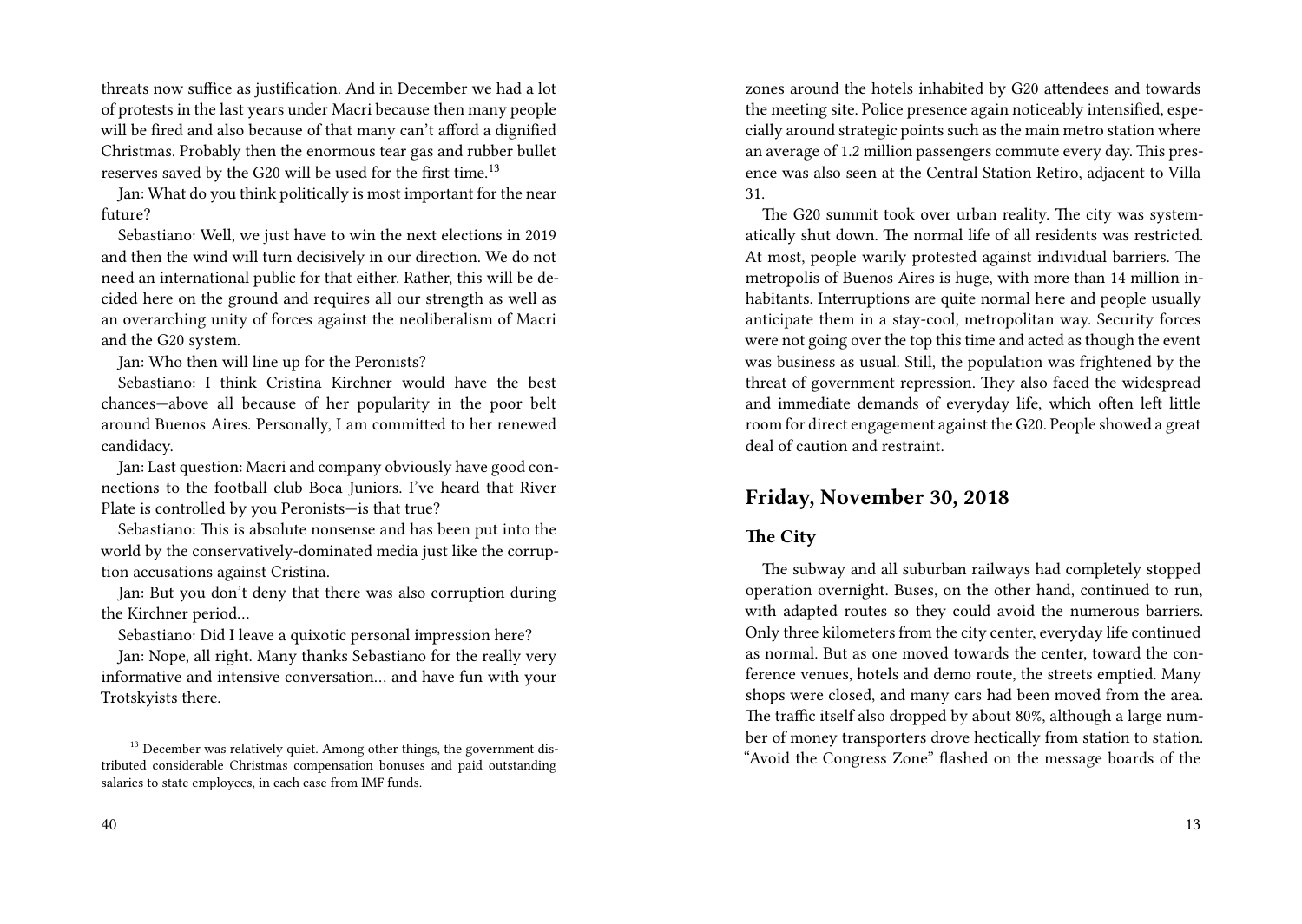threats now suffice as justification. And in December we had a lot of protests in the last years under Macri because then many people will be fired and also because of that many can't afford a dignified Christmas. Probably then the enormous tear gas and rubber bullet reserves saved by the G20 will be used for the first time.[13]

Jan: What do you think politically is most important for the near future?

Sebastiano: Well, we just have to win the next elections in 2019 and then the wind will turn decisively in our direction. We do not need an international public for that either. Rather, this will be decided here on the ground and requires all our strength as well as an overarching unity of forces against the neoliberalism of Macri and the G20 system.

Jan: Who then will line up for the Peronists?

Sebastiano: I think Cristina Kirchner would have the best chances—above all because of her popularity in the poor belt around Buenos Aires. Personally, I am committed to her renewed candidacy.

Jan: Last question: Macri and company obviously have good connections to the football club Boca Juniors. I've heard that River Plate is controlled by you Peronists—is that true?

Sebastiano: This is absolute nonsense and has been put into the world by the conservatively-dominated media just like the corruption accusations against Cristina.

Jan: But you don't deny that there was also corruption during the Kirchner period…

Sebastiano: Did I leave a quixotic personal impression here?

Jan: Nope, all right. Many thanks Sebastiano for the really very informative and intensive conversation… and have fun with your Trotskyists there.

[13] December was relatively quiet. Among other things, the government distributed considerable Christmas compensation bonuses and paid outstanding salaries to state employees, in each case from IMF funds.

zones around the hotels inhabited by G20 attendees and towards the meeting site. Police presence again noticeably intensified, especially around strategic points such as the main metro station where an average of 1.2 million passengers commute every day. This presence was also seen at the Central Station Retiro, adjacent to Villa 31.

The G20 summit took over urban reality. The city was systematically shut down. The normal life of all residents was restricted. At most, people warily protested against individual barriers. The metropolis of Buenos Aires is huge, with more than 14 million inhabitants. Interruptions are quite normal here and people usually anticipate them in a stay-cool, metropolitan way. Security forces were not going over the top this time and acted as though the event was business as usual. Still, the population was frightened by the threat of government repression. They also faced the widespread and immediate demands of everyday life, which often left little room for direct engagement against the G20. People showed a great deal of caution and restraint.

## Friday, November 30, 2018

### The City

The subway and all suburban railways had completely stopped operation overnight. Buses, on the other hand, continued to run, with adapted routes so they could avoid the numerous barriers. Only three kilometers from the city center, everyday life continued as normal. But as one moved towards the center, toward the conference venues, hotels and demo route, the streets emptied. Many shops were closed, and many cars had been moved from the area. The traffic itself also dropped by about 80%, although a large number of money transporters drove hectically from station to station. "Avoid the Congress Zone" flashed on the message boards of the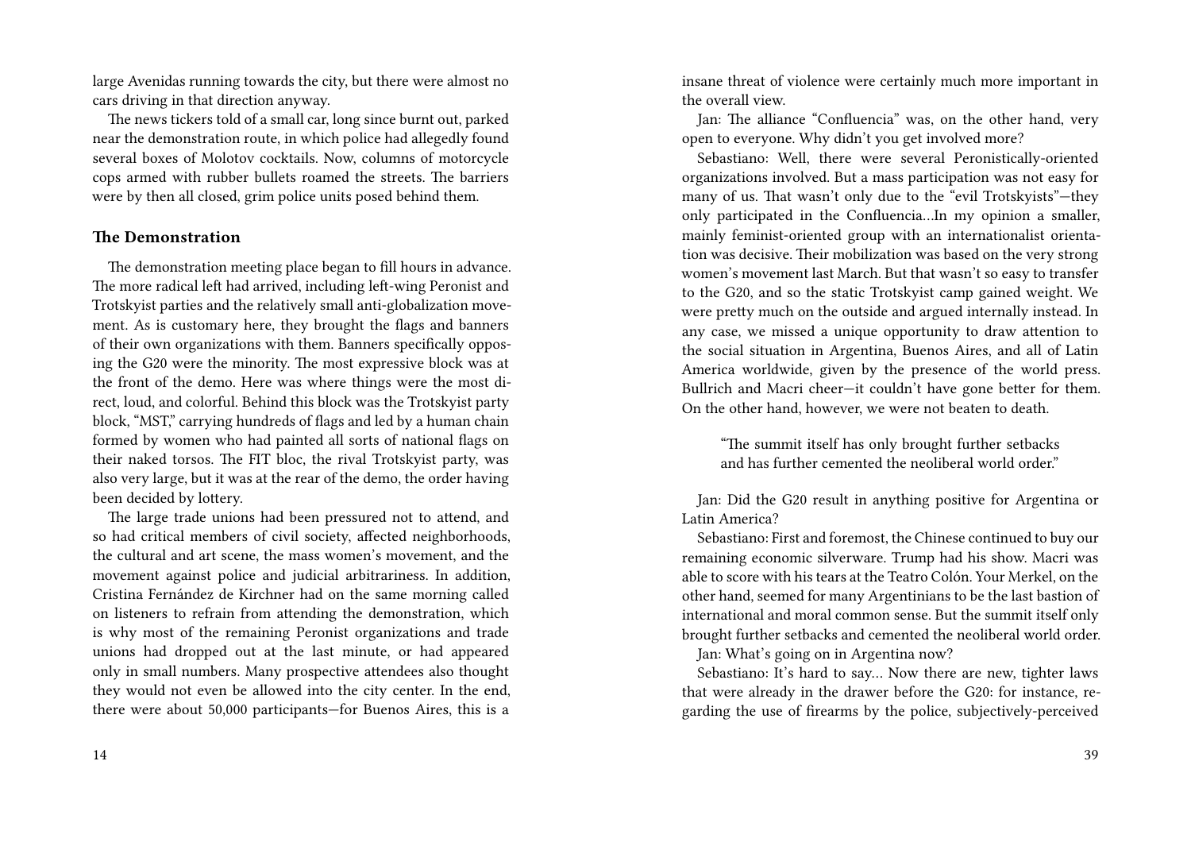large Avenidas running towards the city, but there were almost no cars driving in that direction anyway.

The news tickers told of a small car, long since burnt out, parked near the demonstration route, in which police had allegedly found several boxes of Molotov cocktails. Now, columns of motorcycle cops armed with rubber bullets roamed the streets. The barriers were by then all closed, grim police units posed behind them.

### The Demonstration

The demonstration meeting place began to fill hours in advance. The more radical left had arrived, including left-wing Peronist and Trotskyist parties and the relatively small anti-globalization movement. As is customary here, they brought the flags and banners of their own organizations with them. Banners specifically opposing the G20 were the minority. The most expressive block was at the front of the demo. Here was where things were the most direct, loud, and colorful. Behind this block was the Trotskyist party block, "MST," carrying hundreds of flags and led by a human chain formed by women who had painted all sorts of national flags on their naked torsos. The FIT bloc, the rival Trotskyist party, was also very large, but it was at the rear of the demo, the order having been decided by lottery.

The large trade unions had been pressured not to attend, and so had critical members of civil society, affected neighborhoods, the cultural and art scene, the mass women's movement, and the movement against police and judicial arbitrariness. In addition, Cristina Fernández de Kirchner had on the same morning called on listeners to refrain from attending the demonstration, which is why most of the remaining Peronist organizations and trade unions had dropped out at the last minute, or had appeared only in small numbers. Many prospective attendees also thought they would not even be allowed into the city center. In the end, there were about 50,000 participants—for Buenos Aires, this is a

insane threat of violence were certainly much more important in the overall view.

Jan: The alliance "Confluencia" was, on the other hand, very open to everyone. Why didn't you get involved more?

Sebastiano: Well, there were several Peronistically-oriented organizations involved. But a mass participation was not easy for many of us. That wasn't only due to the "evil Trotskyists"—they only participated in the Confluencia…In my opinion a smaller, mainly feminist-oriented group with an internationalist orientation was decisive. Their mobilization was based on the very strong women's movement last March. But that wasn't so easy to transfer to the G20, and so the static Trotskyist camp gained weight. We were pretty much on the outside and argued internally instead. In any case, we missed a unique opportunity to draw attention to the social situation in Argentina, Buenos Aires, and all of Latin America worldwide, given by the presence of the world press. Bullrich and Macri cheer—it couldn't have gone better for them. On the other hand, however, we were not beaten to death.

> "The summit itself has only brought further setbacks and has further cemented the neoliberal world order."

Jan: Did the G20 result in anything positive for Argentina or Latin America?

Sebastiano: First and foremost, the Chinese continued to buy our remaining economic silverware. Trump had his show. Macri was able to score with his tears at the Teatro Colón. Your Merkel, on the other hand, seemed for many Argentinians to be the last bastion of international and moral common sense. But the summit itself only brought further setbacks and cemented the neoliberal world order.

Jan: What's going on in Argentina now?

Sebastiano: It's hard to say… Now there are new, tighter laws that were already in the drawer before the G20: for instance, regarding the use of firearms by the police, subjectively-perceived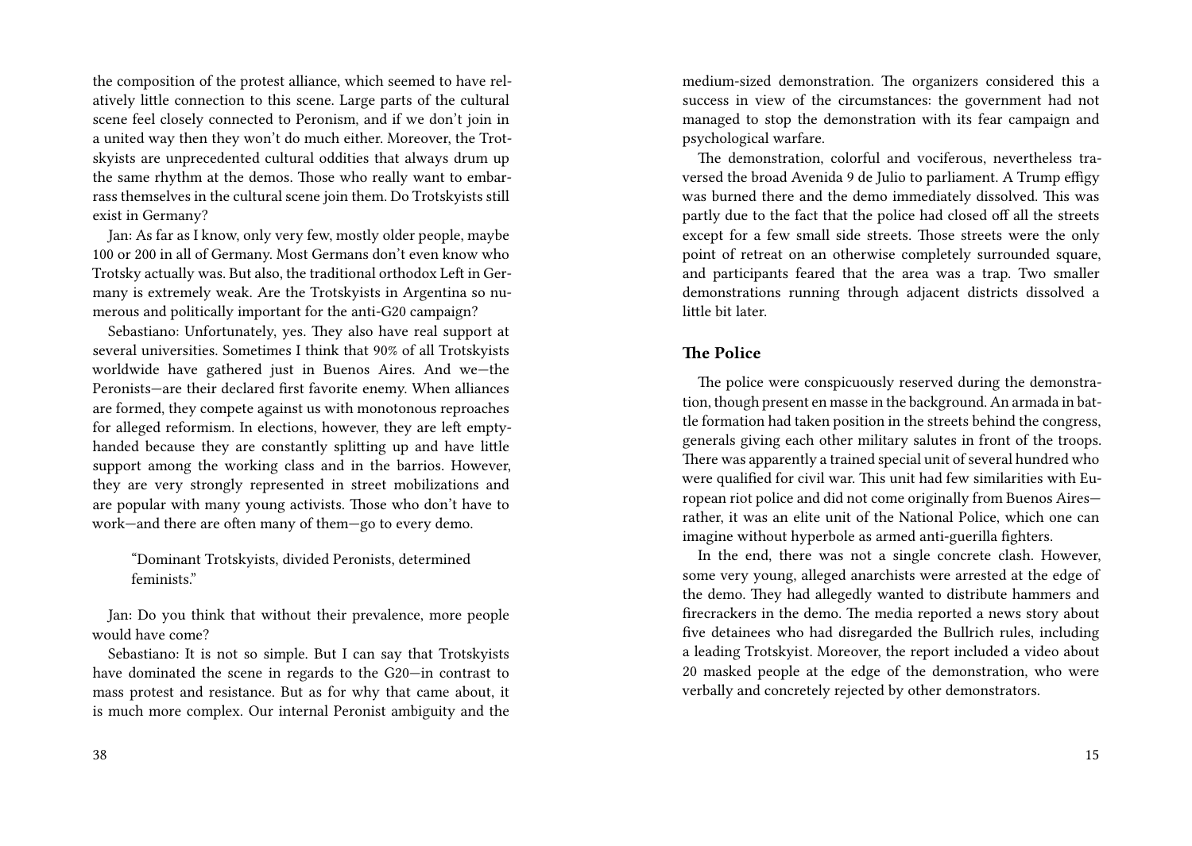the composition of the protest alliance, which seemed to have relatively little connection to this scene. Large parts of the cultural scene feel closely connected to Peronism, and if we don't join in a united way then they won't do much either. Moreover, the Trotskyists are unprecedented cultural oddities that always drum up the same rhythm at the demos. Those who really want to embarrass themselves in the cultural scene join them. Do Trotskyists still exist in Germany?

Jan: As far as I know, only very few, mostly older people, maybe 100 or 200 in all of Germany. Most Germans don't even know who Trotsky actually was. But also, the traditional orthodox Left in Germany is extremely weak. Are the Trotskyists in Argentina so numerous and politically important for the anti-G20 campaign?

Sebastiano: Unfortunately, yes. They also have real support at several universities. Sometimes I think that 90% of all Trotskyists worldwide have gathered just in Buenos Aires. And we—the Peronists—are their declared first favorite enemy. When alliances are formed, they compete against us with monotonous reproaches for alleged reformism. In elections, however, they are left empty-handed because they are constantly splitting up and have little support among the working class and in the barrios. However, they are very strongly represented in street mobilizations and are popular with many young activists. Those who don't have to work—and there are often many of them—go to every demo.

> "Dominant Trotskyists, divided Peronists, determined feminists."

Jan: Do you think that without their prevalence, more people would have come?

Sebastiano: It is not so simple. But I can say that Trotskyists have dominated the scene in regards to the G20—in contrast to mass protest and resistance. But as for why that came about, it is much more complex. Our internal Peronist ambiguity and the

medium-sized demonstration. The organizers considered this a success in view of the circumstances: the government had not managed to stop the demonstration with its fear campaign and psychological warfare.

The demonstration, colorful and vociferous, nevertheless traversed the broad Avenida 9 de Julio to parliament. A Trump effigy was burned there and the demo immediately dissolved. This was partly due to the fact that the police had closed off all the streets except for a few small side streets. Those streets were the only point of retreat on an otherwise completely surrounded square, and participants feared that the area was a trap. Two smaller demonstrations running through adjacent districts dissolved a little bit later.

### The Police

The police were conspicuously reserved during the demonstration, though present en masse in the background. An armada in battle formation had taken position in the streets behind the congress, generals giving each other military salutes in front of the troops. There was apparently a trained special unit of several hundred who were qualified for civil war. This unit had few similarities with European riot police and did not come originally from Buenos Aires—rather, it was an elite unit of the National Police, which one can imagine without hyperbole as armed anti-guerilla fighters.

In the end, there was not a single concrete clash. However, some very young, alleged anarchists were arrested at the edge of the demo. They had allegedly wanted to distribute hammers and firecrackers in the demo. The media reported a news story about five detainees who had disregarded the Bullrich rules, including a leading Trotskyist. Moreover, the report included a video about 20 masked people at the edge of the demonstration, who were verbally and concretely rejected by other demonstrators.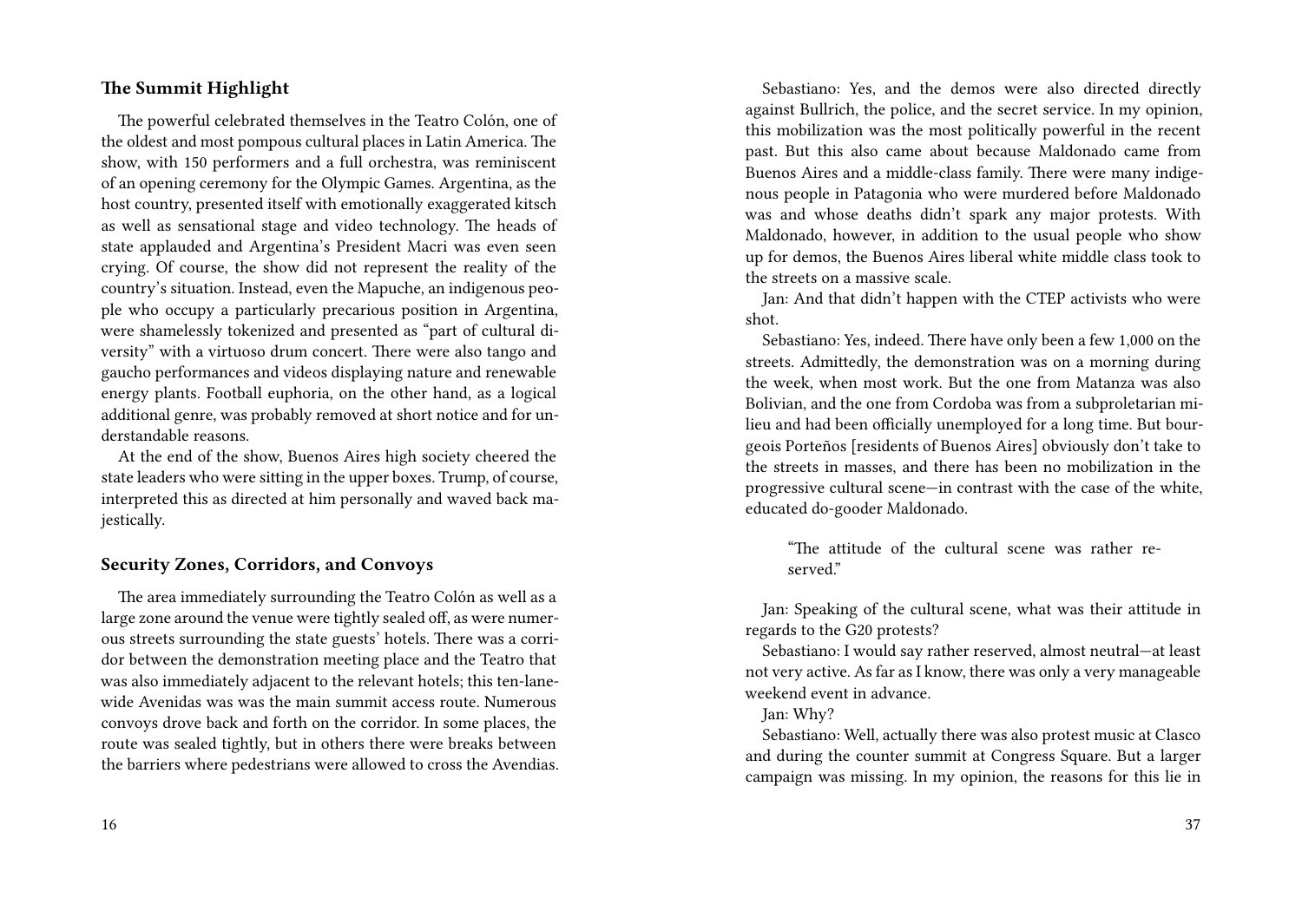### The Summit Highlight

The powerful celebrated themselves in the Teatro Colón, one of the oldest and most pompous cultural places in Latin America. The show, with 150 performers and a full orchestra, was reminiscent of an opening ceremony for the Olympic Games. Argentina, as the host country, presented itself with emotionally exaggerated kitsch as well as sensational stage and video technology. The heads of state applauded and Argentina's President Macri was even seen crying. Of course, the show did not represent the reality of the country's situation. Instead, even the Mapuche, an indigenous people who occupy a particularly precarious position in Argentina, were shamelessly tokenized and presented as "part of cultural diversity" with a virtuoso drum concert. There were also tango and gaucho performances and videos displaying nature and renewable energy plants. Football euphoria, on the other hand, as a logical additional genre, was probably removed at short notice and for understandable reasons.

At the end of the show, Buenos Aires high society cheered the state leaders who were sitting in the upper boxes. Trump, of course, interpreted this as directed at him personally and waved back majestically.

### Security Zones, Corridors, and Convoys

The area immediately surrounding the Teatro Colón as well as a large zone around the venue were tightly sealed off, as were numerous streets surrounding the state guests' hotels. There was a corridor between the demonstration meeting place and the Teatro that was also immediately adjacent to the relevant hotels; this ten-lane-wide Avenidas was was the main summit access route. Numerous convoys drove back and forth on the corridor. In some places, the route was sealed tightly, but in others there were breaks between the barriers where pedestrians were allowed to cross the Avendias.

Sebastiano: Yes, and the demos were also directed directly against Bullrich, the police, and the secret service. In my opinion, this mobilization was the most politically powerful in the recent past. But this also came about because Maldonado came from Buenos Aires and a middle-class family. There were many indigenous people in Patagonia who were murdered before Maldonado was and whose deaths didn't spark any major protests. With Maldonado, however, in addition to the usual people who show up for demos, the Buenos Aires liberal white middle class took to the streets on a massive scale.

Jan: And that didn't happen with the CTEP activists who were shot.

Sebastiano: Yes, indeed. There have only been a few 1,000 on the streets. Admittedly, the demonstration was on a morning during the week, when most work. But the one from Matanza was also Bolivian, and the one from Cordoba was from a subproletarian milieu and had been officially unemployed for a long time. But bourgeois Porteños [residents of Buenos Aires] obviously don't take to the streets in masses, and there has been no mobilization in the progressive cultural scene—in contrast with the case of the white, educated do-gooder Maldonado.

> "The attitude of the cultural scene was rather reserved."

Jan: Speaking of the cultural scene, what was their attitude in regards to the G20 protests?

Sebastiano: I would say rather reserved, almost neutral—at least not very active. As far as I know, there was only a very manageable weekend event in advance.

Jan: Why?

Sebastiano: Well, actually there was also protest music at Clasco and during the counter summit at Congress Square. But a larger campaign was missing. In my opinion, the reasons for this lie in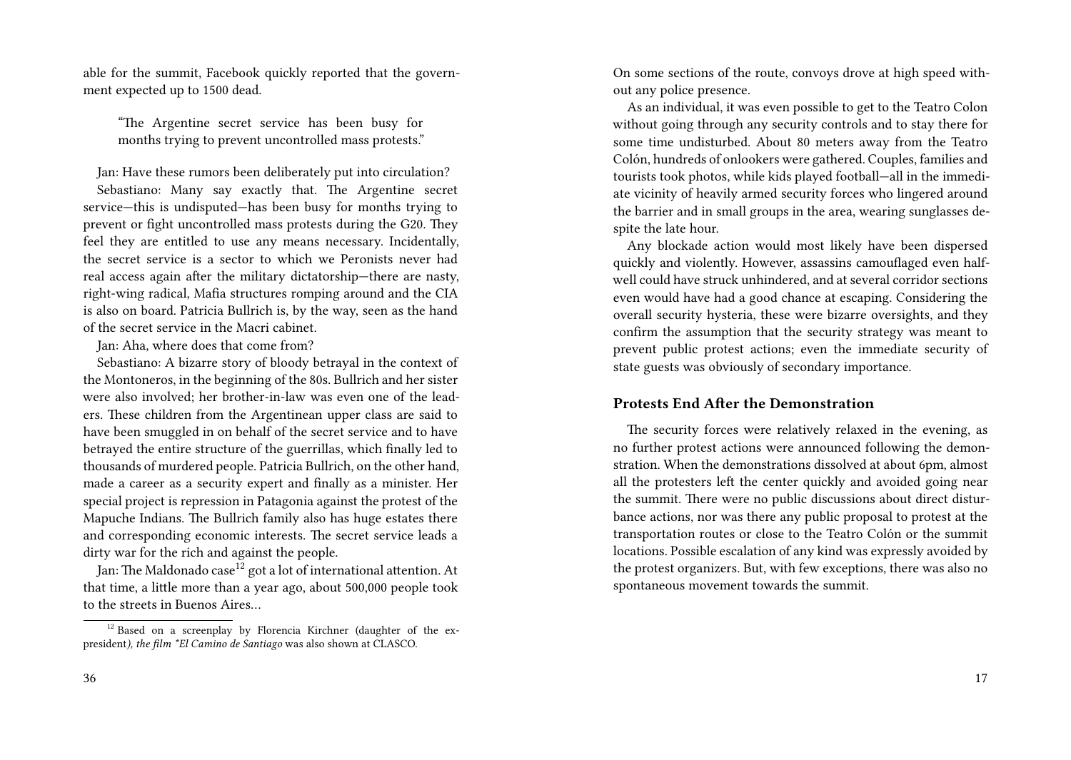able for the summit, Facebook quickly reported that the government expected up to 1500 dead.

> "The Argentine secret service has been busy for months trying to prevent uncontrolled mass protests."

Jan: Have these rumors been deliberately put into circulation?

Sebastiano: Many say exactly that. The Argentine secret service—this is undisputed—has been busy for months trying to prevent or fight uncontrolled mass protests during the G20. They feel they are entitled to use any means necessary. Incidentally, the secret service is a sector to which we Peronists never had real access again after the military dictatorship—there are nasty, right-wing radical, Mafia structures romping around and the CIA is also on board. Patricia Bullrich is, by the way, seen as the hand of the secret service in the Macri cabinet.

Jan: Aha, where does that come from?

Sebastiano: A bizarre story of bloody betrayal in the context of the Montoneros, in the beginning of the 80s. Bullrich and her sister were also involved; her brother-in-law was even one of the leaders. These children from the Argentinean upper class are said to have been smuggled in on behalf of the secret service and to have betrayed the entire structure of the guerrillas, which finally led to thousands of murdered people. Patricia Bullrich, on the other hand, made a career as a security expert and finally as a minister. Her special project is repression in Patagonia against the protest of the Mapuche Indians. The Bullrich family also has huge estates there and corresponding economic interests. The secret service leads a dirty war for the rich and against the people.

Jan: The Maldonado case[12] got a lot of international attention. At that time, a little more than a year ago, about 500,000 people took to the streets in Buenos Aires…

[12] Based on a screenplay by Florencia Kirchner (daughter of the ex-president*), the film *El Camino de Santiago* was also shown at CLASCO.

On some sections of the route, convoys drove at high speed without any police presence.

As an individual, it was even possible to get to the Teatro Colon without going through any security controls and to stay there for some time undisturbed. About 80 meters away from the Teatro Colón, hundreds of onlookers were gathered. Couples, families and tourists took photos, while kids played football—all in the immediate vicinity of heavily armed security forces who lingered around the barrier and in small groups in the area, wearing sunglasses despite the late hour.

Any blockade action would most likely have been dispersed quickly and violently. However, assassins camouflaged even half-well could have struck unhindered, and at several corridor sections even would have had a good chance at escaping. Considering the overall security hysteria, these were bizarre oversights, and they confirm the assumption that the security strategy was meant to prevent public protest actions; even the immediate security of state guests was obviously of secondary importance.

### Protests End After the Demonstration

The security forces were relatively relaxed in the evening, as no further protest actions were announced following the demonstration. When the demonstrations dissolved at about 6pm, almost all the protesters left the center quickly and avoided going near the summit. There were no public discussions about direct disturbance actions, nor was there any public proposal to protest at the transportation routes or close to the Teatro Colón or the summit locations. Possible escalation of any kind was expressly avoided by the protest organizers. But, with few exceptions, there was also no spontaneous movement towards the summit.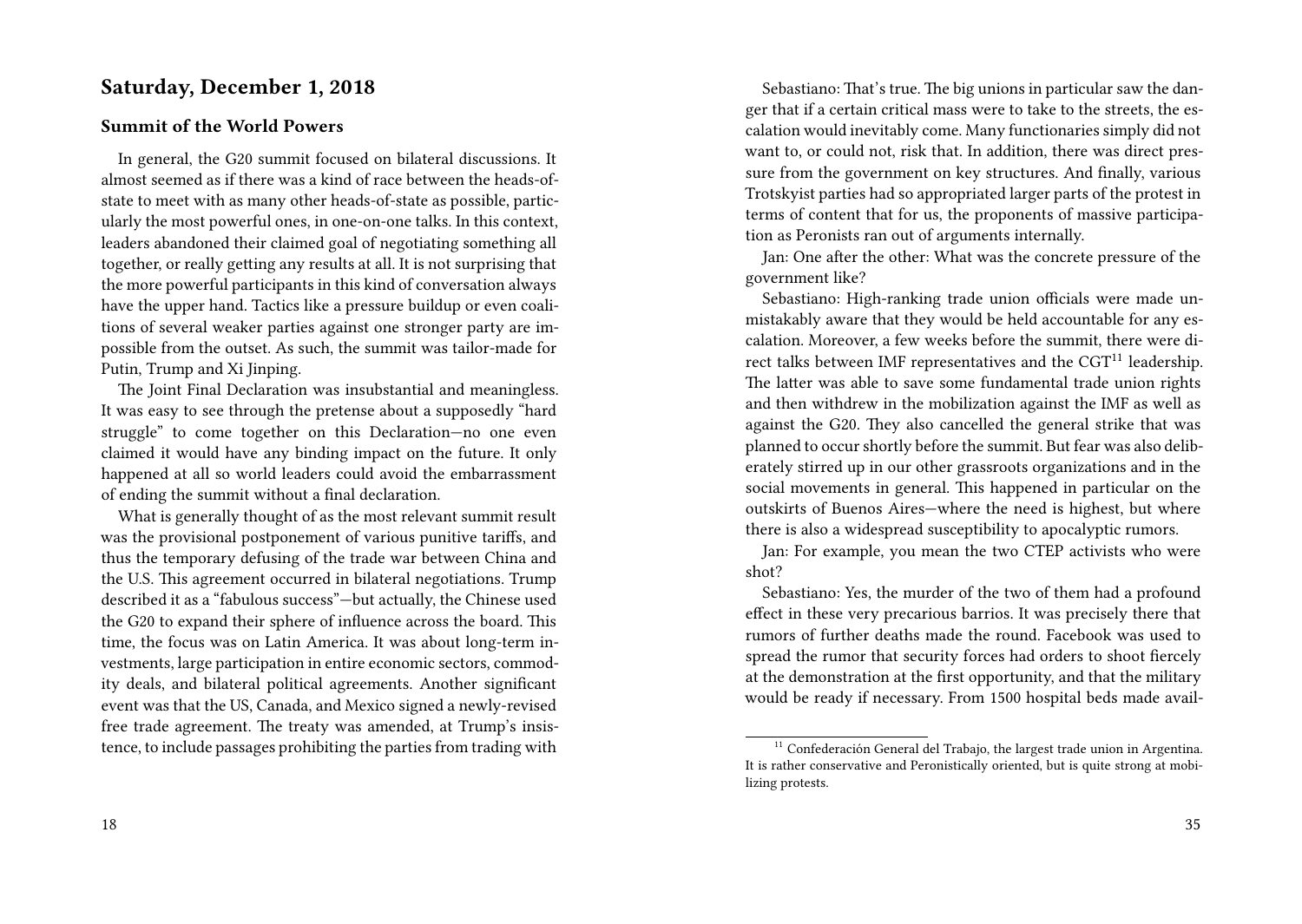## Saturday, December 1, 2018

### Summit of the World Powers

In general, the G20 summit focused on bilateral discussions. It almost seemed as if there was a kind of race between the heads-of-state to meet with as many other heads-of-state as possible, particularly the most powerful ones, in one-on-one talks. In this context, leaders abandoned their claimed goal of negotiating something all together, or really getting any results at all. It is not surprising that the more powerful participants in this kind of conversation always have the upper hand. Tactics like a pressure buildup or even coalitions of several weaker parties against one stronger party are impossible from the outset. As such, the summit was tailor-made for Putin, Trump and Xi Jinping.

The Joint Final Declaration was insubstantial and meaningless. It was easy to see through the pretense about a supposedly "hard struggle" to come together on this Declaration—no one even claimed it would have any binding impact on the future. It only happened at all so world leaders could avoid the embarrassment of ending the summit without a final declaration.

What is generally thought of as the most relevant summit result was the provisional postponement of various punitive tariffs, and thus the temporary defusing of the trade war between China and the U.S. This agreement occurred in bilateral negotiations. Trump described it as a "fabulous success"—but actually, the Chinese used the G20 to expand their sphere of influence across the board. This time, the focus was on Latin America. It was about long-term investments, large participation in entire economic sectors, commodity deals, and bilateral political agreements. Another significant event was that the US, Canada, and Mexico signed a newly-revised free trade agreement. The treaty was amended, at Trump's insistence, to include passages prohibiting the parties from trading with

Sebastiano: That's true. The big unions in particular saw the danger that if a certain critical mass were to take to the streets, the escalation would inevitably come. Many functionaries simply did not want to, or could not, risk that. In addition, there was direct pressure from the government on key structures. And finally, various Trotskyist parties had so appropriated larger parts of the protest in terms of content that for us, the proponents of massive participation as Peronists ran out of arguments internally.

Jan: One after the other: What was the concrete pressure of the government like?

Sebastiano: High-ranking trade union officials were made unmistakably aware that they would be held accountable for any escalation. Moreover, a few weeks before the summit, there were direct talks between IMF representatives and the CGT[11] leadership. The latter was able to save some fundamental trade union rights and then withdrew in the mobilization against the IMF as well as against the G20. They also cancelled the general strike that was planned to occur shortly before the summit. But fear was also deliberately stirred up in our other grassroots organizations and in the social movements in general. This happened in particular on the outskirts of Buenos Aires—where the need is highest, but where there is also a widespread susceptibility to apocalyptic rumors.

Jan: For example, you mean the two CTEP activists who were shot?

Sebastiano: Yes, the murder of the two of them had a profound effect in these very precarious barrios. It was precisely there that rumors of further deaths made the round. Facebook was used to spread the rumor that security forces had orders to shoot fiercely at the demonstration at the first opportunity, and that the military would be ready if necessary. From 1500 hospital beds made avail-

[11] Confederación General del Trabajo, the largest trade union in Argentina. It is rather conservative and Peronistically oriented, but is quite strong at mobilizing protests.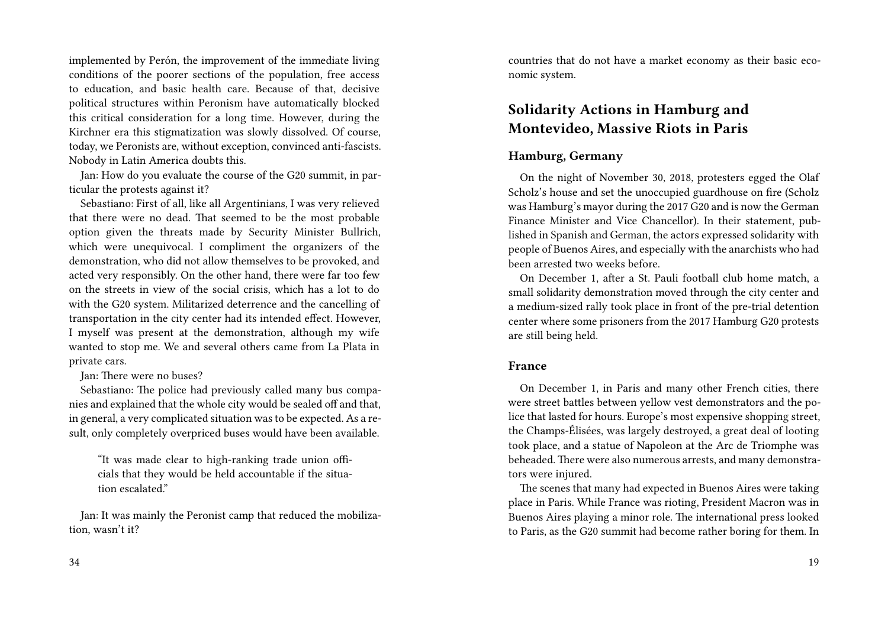implemented by Perón, the improvement of the immediate living conditions of the poorer sections of the population, free access to education, and basic health care. Because of that, decisive political structures within Peronism have automatically blocked this critical consideration for a long time. However, during the Kirchner era this stigmatization was slowly dissolved. Of course, today, we Peronists are, without exception, convinced anti-fascists. Nobody in Latin America doubts this.

Jan: How do you evaluate the course of the G20 summit, in particular the protests against it?

Sebastiano: First of all, like all Argentinians, I was very relieved that there were no dead. That seemed to be the most probable option given the threats made by Security Minister Bullrich, which were unequivocal. I compliment the organizers of the demonstration, who did not allow themselves to be provoked, and acted very responsibly. On the other hand, there were far too few on the streets in view of the social crisis, which has a lot to do with the G20 system. Militarized deterrence and the cancelling of transportation in the city center had its intended effect. However, I myself was present at the demonstration, although my wife wanted to stop me. We and several others came from La Plata in private cars.

Jan: There were no buses?

Sebastiano: The police had previously called many bus companies and explained that the whole city would be sealed off and that, in general, a very complicated situation was to be expected. As a result, only completely overpriced buses would have been available.

> "It was made clear to high-ranking trade union officials that they would be held accountable if the situation escalated."

Jan: It was mainly the Peronist camp that reduced the mobilization, wasn't it?

countries that do not have a market economy as their basic economic system.

## Solidarity Actions in Hamburg and Montevideo, Massive Riots in Paris

### Hamburg, Germany

On the night of November 30, 2018, protesters egged the Olaf Scholz's house and set the unoccupied guardhouse on fire (Scholz was Hamburg's mayor during the 2017 G20 and is now the German Finance Minister and Vice Chancellor). In their statement, published in Spanish and German, the actors expressed solidarity with people of Buenos Aires, and especially with the anarchists who had been arrested two weeks before.

On December 1, after a St. Pauli football club home match, a small solidarity demonstration moved through the city center and a medium-sized rally took place in front of the pre-trial detention center where some prisoners from the 2017 Hamburg G20 protests are still being held.

### France

On December 1, in Paris and many other French cities, there were street battles between yellow vest demonstrators and the police that lasted for hours. Europe's most expensive shopping street, the Champs-Élisées, was largely destroyed, a great deal of looting took place, and a statue of Napoleon at the Arc de Triomphe was beheaded. There were also numerous arrests, and many demonstrators were injured.

The scenes that many had expected in Buenos Aires were taking place in Paris. While France was rioting, President Macron was in Buenos Aires playing a minor role. The international press looked to Paris, as the G20 summit had become rather boring for them. In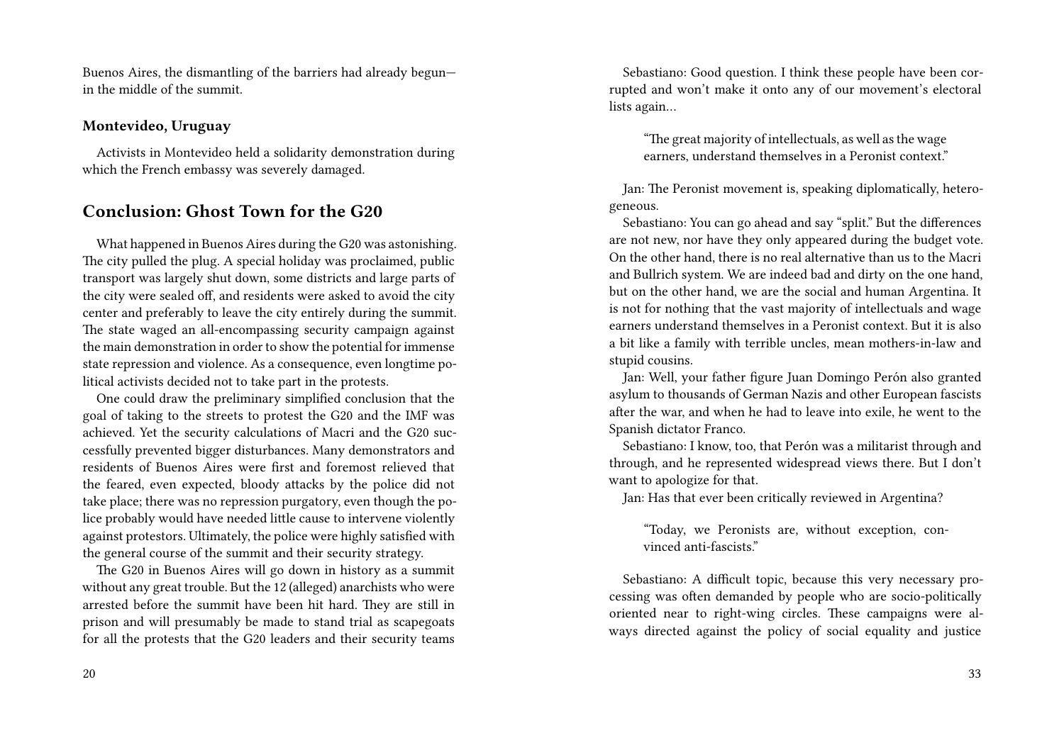Buenos Aires, the dismantling of the barriers had already begun—in the middle of the summit.

### Montevideo, Uruguay

Activists in Montevideo held a solidarity demonstration during which the French embassy was severely damaged.

## Conclusion: Ghost Town for the G20

What happened in Buenos Aires during the G20 was astonishing. The city pulled the plug. A special holiday was proclaimed, public transport was largely shut down, some districts and large parts of the city were sealed off, and residents were asked to avoid the city center and preferably to leave the city entirely during the summit. The state waged an all-encompassing security campaign against the main demonstration in order to show the potential for immense state repression and violence. As a consequence, even longtime political activists decided not to take part in the protests.

One could draw the preliminary simplified conclusion that the goal of taking to the streets to protest the G20 and the IMF was achieved. Yet the security calculations of Macri and the G20 successfully prevented bigger disturbances. Many demonstrators and residents of Buenos Aires were first and foremost relieved that the feared, even expected, bloody attacks by the police did not take place; there was no repression purgatory, even though the police probably would have needed little cause to intervene violently against protestors. Ultimately, the police were highly satisfied with the general course of the summit and their security strategy.

The G20 in Buenos Aires will go down in history as a summit without any great trouble. But the 12 (alleged) anarchists who were arrested before the summit have been hit hard. They are still in prison and will presumably be made to stand trial as scapegoats for all the protests that the G20 leaders and their security teams

Sebastiano: Good question. I think these people have been corrupted and won't make it onto any of our movement's electoral lists again…

> "The great majority of intellectuals, as well as the wage earners, understand themselves in a Peronist context."

Jan: The Peronist movement is, speaking diplomatically, heterogeneous.

Sebastiano: You can go ahead and say "split." But the differences are not new, nor have they only appeared during the budget vote. On the other hand, there is no real alternative than us to the Macri and Bullrich system. We are indeed bad and dirty on the one hand, but on the other hand, we are the social and human Argentina. It is not for nothing that the vast majority of intellectuals and wage earners understand themselves in a Peronist context. But it is also a bit like a family with terrible uncles, mean mothers-in-law and stupid cousins.

Jan: Well, your father figure Juan Domingo Perón also granted asylum to thousands of German Nazis and other European fascists after the war, and when he had to leave into exile, he went to the Spanish dictator Franco.

Sebastiano: I know, too, that Perón was a militarist through and through, and he represented widespread views there. But I don't want to apologize for that.

Jan: Has that ever been critically reviewed in Argentina?

> "Today, we Peronists are, without exception, convinced anti-fascists."

Sebastiano: A difficult topic, because this very necessary processing was often demanded by people who are socio-politically oriented near to right-wing circles. These campaigns were always directed against the policy of social equality and justice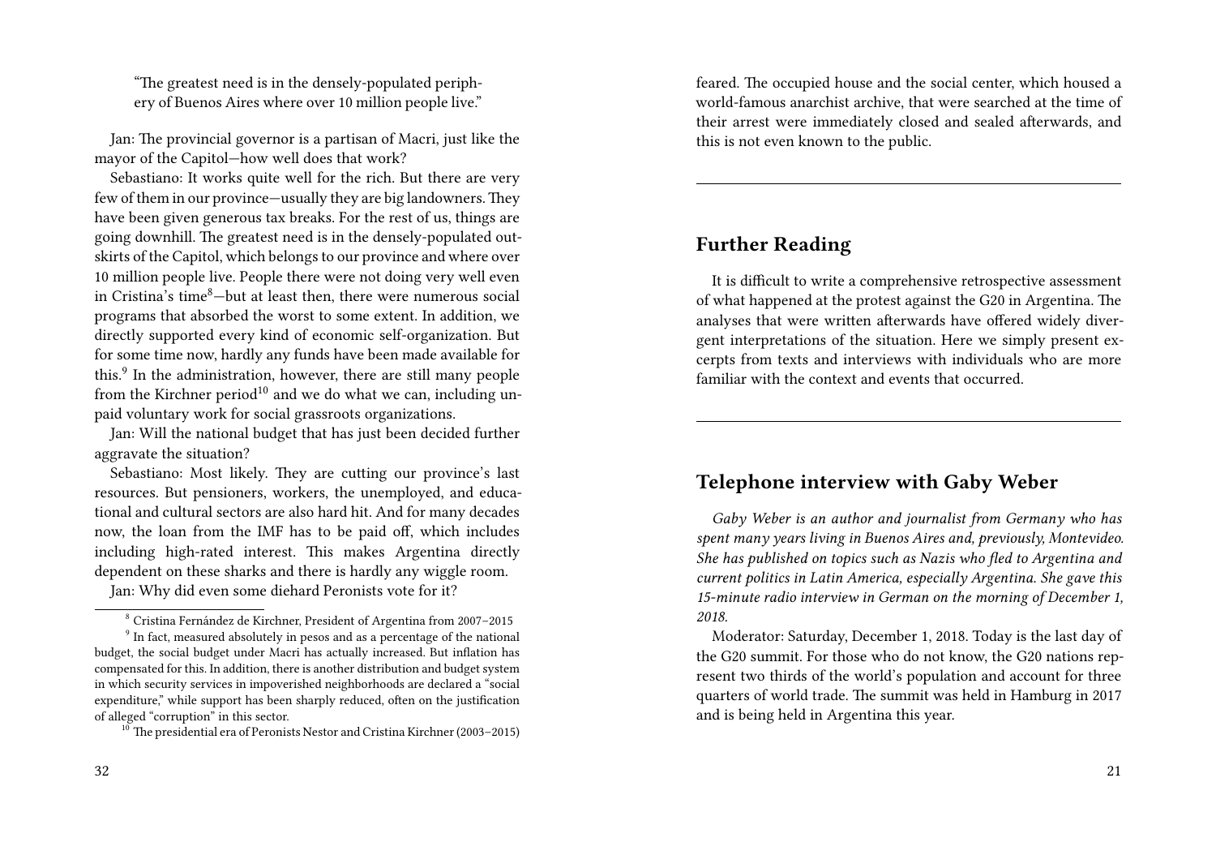"The greatest need is in the densely-populated periphery of Buenos Aires where over 10 million people live."

Jan: The provincial governor is a partisan of Macri, just like the mayor of the Capitol—how well does that work?

Sebastiano: It works quite well for the rich. But there are very few of them in our province—usually they are big landowners. They have been given generous tax breaks. For the rest of us, things are going downhill. The greatest need is in the densely-populated outskirts of the Capitol, which belongs to our province and where over 10 million people live. People there were not doing very well even in Cristina's time[8]—but at least then, there were numerous social programs that absorbed the worst to some extent. In addition, we directly supported every kind of economic self-organization. But for some time now, hardly any funds have been made available for this.[9] In the administration, however, there are still many people from the Kirchner period[10] and we do what we can, including unpaid voluntary work for social grassroots organizations.

Jan: Will the national budget that has just been decided further aggravate the situation?

Sebastiano: Most likely. They are cutting our province's last resources. But pensioners, workers, the unemployed, and educational and cultural sectors are also hard hit. And for many decades now, the loan from the IMF has to be paid off, which includes including high-rated interest. This makes Argentina directly dependent on these sharks and there is hardly any wiggle room.

Jan: Why did even some diehard Peronists vote for it?

[8] Cristina Fernández de Kirchner, President of Argentina from 2007–2015

[9] In fact, measured absolutely in pesos and as a percentage of the national budget, the social budget under Macri has actually increased. But inflation has compensated for this. In addition, there is another distribution and budget system in which security services in impoverished neighborhoods are declared a "social expenditure," while support has been sharply reduced, often on the justification of alleged "corruption" in this sector.

[10] The presidential era of Peronists Nestor and Cristina Kirchner (2003–2015)

feared. The occupied house and the social center, which housed a world-famous anarchist archive, that were searched at the time of their arrest were immediately closed and sealed afterwards, and this is not even known to the public.

---

## Further Reading

It is difficult to write a comprehensive retrospective assessment of what happened at the protest against the G20 in Argentina. The analyses that were written afterwards have offered widely divergent interpretations of the situation. Here we simply present excerpts from texts and interviews with individuals who are more familiar with the context and events that occurred.

---

## Telephone interview with Gaby Weber

*Gaby Weber is an author and journalist from Germany who has spent many years living in Buenos Aires and, previously, Montevideo. She has published on topics such as Nazis who fled to Argentina and current politics in Latin America, especially Argentina. She gave this 15-minute radio interview in German on the morning of December 1, 2018.*

Moderator: Saturday, December 1, 2018. Today is the last day of the G20 summit. For those who do not know, the G20 nations represent two thirds of the world's population and account for three quarters of world trade. The summit was held in Hamburg in 2017 and is being held in Argentina this year.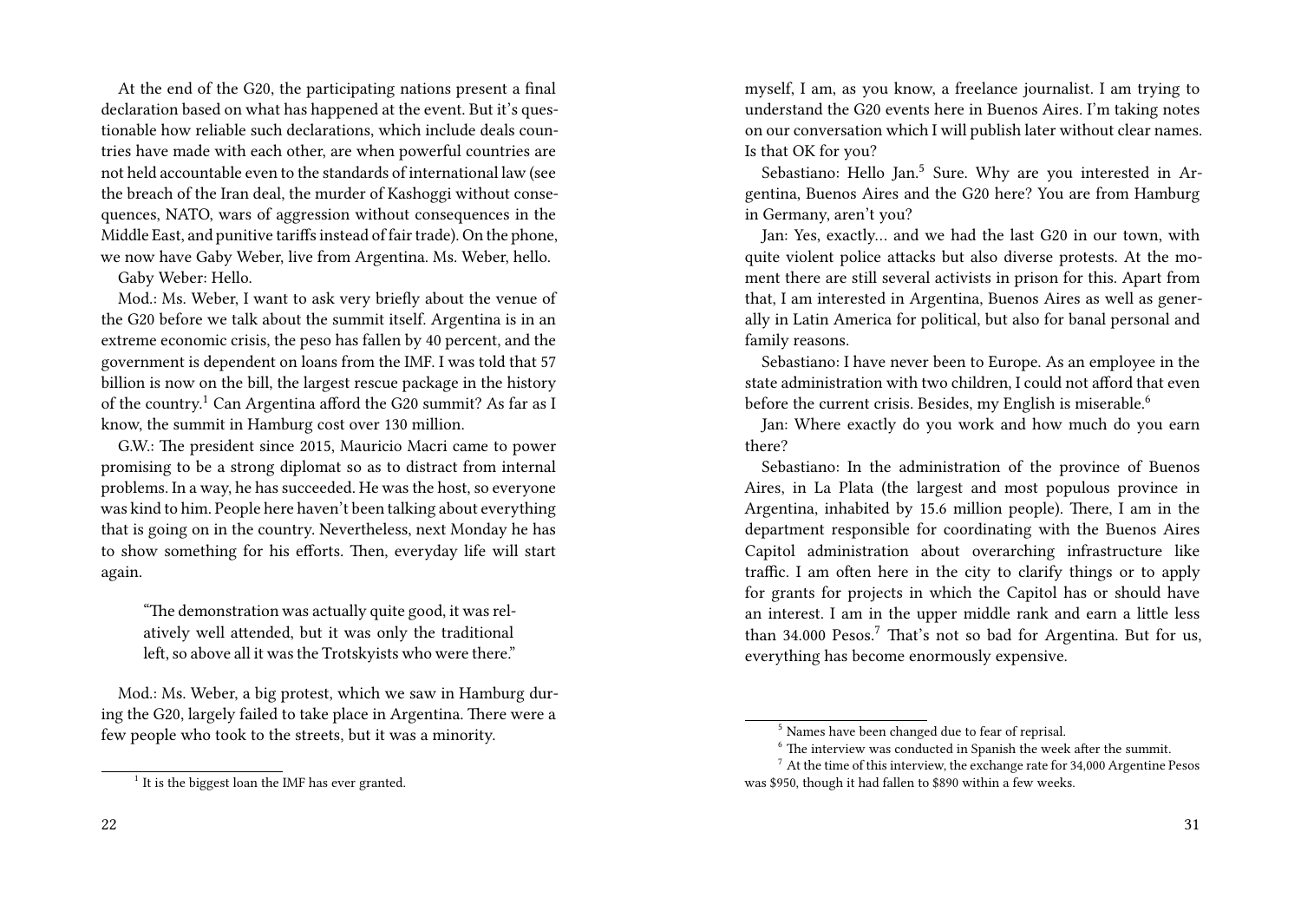At the end of the G20, the participating nations present a final declaration based on what has happened at the event. But it's questionable how reliable such declarations, which include deals countries have made with each other, are when powerful countries are not held accountable even to the standards of international law (see the breach of the Iran deal, the murder of Kashoggi without consequences, NATO, wars of aggression without consequences in the Middle East, and punitive tariffs instead of fair trade). On the phone, we now have Gaby Weber, live from Argentina. Ms. Weber, hello.

Gaby Weber: Hello.

Mod.: Ms. Weber, I want to ask very briefly about the venue of the G20 before we talk about the summit itself. Argentina is in an extreme economic crisis, the peso has fallen by 40 percent, and the government is dependent on loans from the IMF. I was told that 57 billion is now on the bill, the largest rescue package in the history of the country.[1] Can Argentina afford the G20 summit? As far as I know, the summit in Hamburg cost over 130 million.

G.W.: The president since 2015, Mauricio Macri came to power promising to be a strong diplomat so as to distract from internal problems. In a way, he has succeeded. He was the host, so everyone was kind to him. People here haven't been talking about everything that is going on in the country. Nevertheless, next Monday he has to show something for his efforts. Then, everyday life will start again.

> "The demonstration was actually quite good, it was relatively well attended, but it was only the traditional left, so above all it was the Trotskyists who were there."

Mod.: Ms. Weber, a big protest, which we saw in Hamburg during the G20, largely failed to take place in Argentina. There were a few people who took to the streets, but it was a minority.

[1] It is the biggest loan the IMF has ever granted.

myself, I am, as you know, a freelance journalist. I am trying to understand the G20 events here in Buenos Aires. I'm taking notes on our conversation which I will publish later without clear names. Is that OK for you?

Sebastiano: Hello Jan.[5] Sure. Why are you interested in Argentina, Buenos Aires and the G20 here? You are from Hamburg in Germany, aren't you?

Jan: Yes, exactly... and we had the last G20 in our town, with quite violent police attacks but also diverse protests. At the moment there are still several activists in prison for this. Apart from that, I am interested in Argentina, Buenos Aires as well as generally in Latin America for political, but also for banal personal and family reasons.

Sebastiano: I have never been to Europe. As an employee in the state administration with two children, I could not afford that even before the current crisis. Besides, my English is miserable.[6]

Jan: Where exactly do you work and how much do you earn there?

Sebastiano: In the administration of the province of Buenos Aires, in La Plata (the largest and most populous province in Argentina, inhabited by 15.6 million people). There, I am in the department responsible for coordinating with the Buenos Aires Capitol administration about overarching infrastructure like traffic. I am often here in the city to clarify things or to apply for grants for projects in which the Capitol has or should have an interest. I am in the upper middle rank and earn a little less than 34.000 Pesos.[7] That's not so bad for Argentina. But for us, everything has become enormously expensive.

[5] Names have been changed due to fear of reprisal.

[6] The interview was conducted in Spanish the week after the summit.

[7] At the time of this interview, the exchange rate for 34,000 Argentine Pesos was $950, though it had fallen to $890 within a few weeks.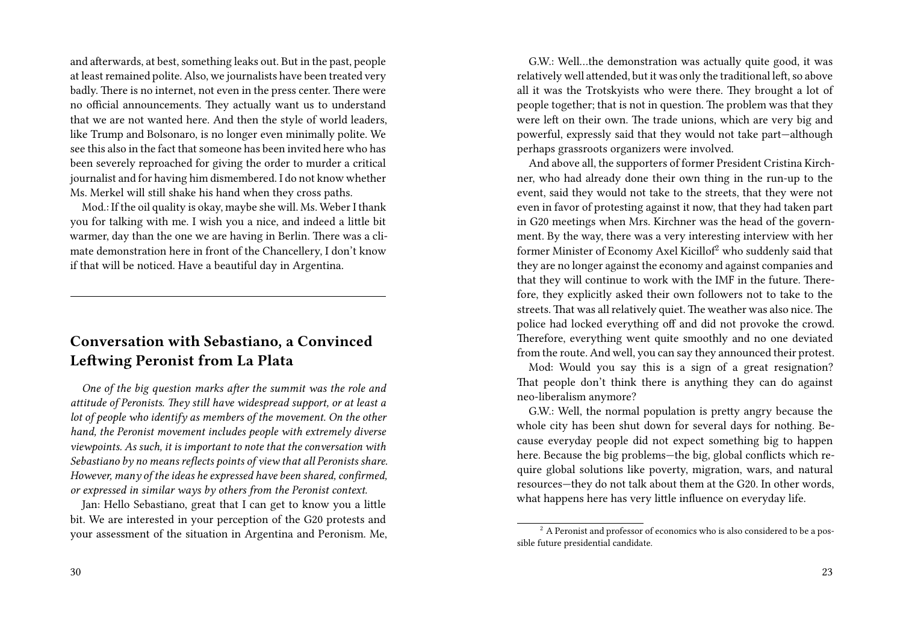and afterwards, at best, something leaks out. But in the past, people at least remained polite. Also, we journalists have been treated very badly. There is no internet, not even in the press center. There were no official announcements. They actually want us to understand that we are not wanted here. And then the style of world leaders, like Trump and Bolsonaro, is no longer even minimally polite. We see this also in the fact that someone has been invited here who has been severely reproached for giving the order to murder a critical journalist and for having him dismembered. I do not know whether Ms. Merkel will still shake his hand when they cross paths.

Mod.: If the oil quality is okay, maybe she will. Ms. Weber I thank you for talking with me. I wish you a nice, and indeed a little bit warmer, day than the one we are having in Berlin. There was a climate demonstration here in front of the Chancellery, I don't know if that will be noticed. Have a beautiful day in Argentina.

---

## Conversation with Sebastiano, a Convinced Leftwing Peronist from La Plata

*One of the big question marks after the summit was the role and attitude of Peronists. They still have widespread support, or at least a lot of people who identify as members of the movement. On the other hand, the Peronist movement includes people with extremely diverse viewpoints. As such, it is important to note that the conversation with Sebastiano by no means reflects points of view that all Peronists share. However, many of the ideas he expressed have been shared, confirmed, or expressed in similar ways by others from the Peronist context.*

Jan: Hello Sebastiano, great that I can get to know you a little bit. We are interested in your perception of the G20 protests and your assessment of the situation in Argentina and Peronism. Me,

G.W.: Well…the demonstration was actually quite good, it was relatively well attended, but it was only the traditional left, so above all it was the Trotskyists who were there. They brought a lot of people together; that is not in question. The problem was that they were left on their own. The trade unions, which are very big and powerful, expressly said that they would not take part—although perhaps grassroots organizers were involved.

And above all, the supporters of former President Cristina Kirchner, who had already done their own thing in the run-up to the event, said they would not take to the streets, that they were not even in favor of protesting against it now, that they had taken part in G20 meetings when Mrs. Kirchner was the head of the government. By the way, there was a very interesting interview with her former Minister of Economy Axel Kicillof[2] who suddenly said that they are no longer against the economy and against companies and that they will continue to work with the IMF in the future. Therefore, they explicitly asked their own followers not to take to the streets. That was all relatively quiet. The weather was also nice. The police had locked everything off and did not provoke the crowd. Therefore, everything went quite smoothly and no one deviated from the route. And well, you can say they announced their protest.

Mod: Would you say this is a sign of a great resignation? That people don't think there is anything they can do against neo-liberalism anymore?

G.W.: Well, the normal population is pretty angry because the whole city has been shut down for several days for nothing. Because everyday people did not expect something big to happen here. Because the big problems—the big, global conflicts which require global solutions like poverty, migration, wars, and natural resources—they do not talk about them at the G20. In other words, what happens here has very little influence on everyday life.

[2] A Peronist and professor of economics who is also considered to be a possible future presidential candidate.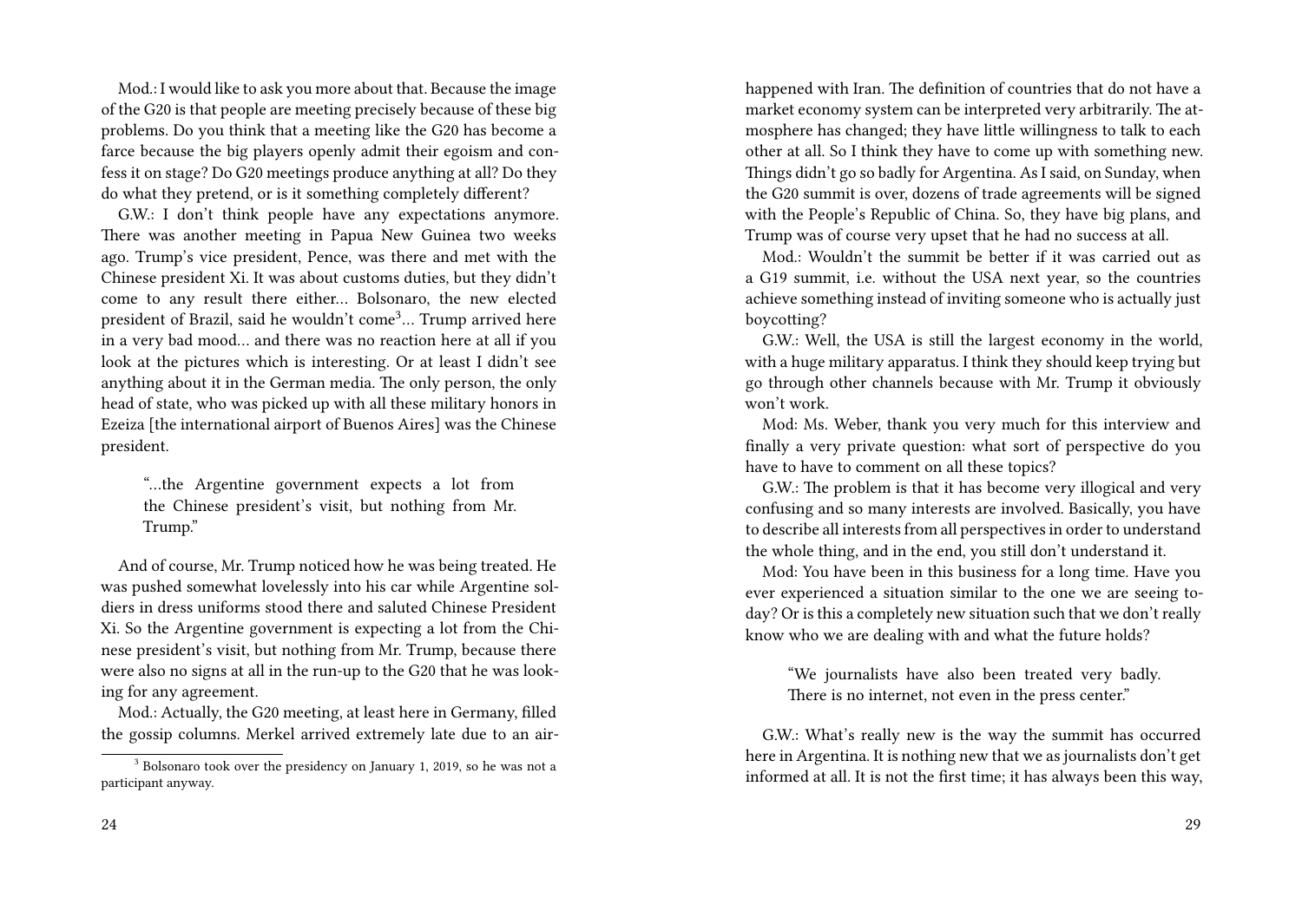Mod.: I would like to ask you more about that. Because the image of the G20 is that people are meeting precisely because of these big problems. Do you think that a meeting like the G20 has become a farce because the big players openly admit their egoism and confess it on stage? Do G20 meetings produce anything at all? Do they do what they pretend, or is it something completely different?

G.W.: I don't think people have any expectations anymore. There was another meeting in Papua New Guinea two weeks ago. Trump's vice president, Pence, was there and met with the Chinese president Xi. It was about customs duties, but they didn't come to any result there either… Bolsonaro, the new elected president of Brazil, said he wouldn't come[3]… Trump arrived here in a very bad mood… and there was no reaction here at all if you look at the pictures which is interesting. Or at least I didn't see anything about it in the German media. The only person, the only head of state, who was picked up with all these military honors in Ezeiza [the international airport of Buenos Aires] was the Chinese president.

> "…the Argentine government expects a lot from the Chinese president's visit, but nothing from Mr. Trump."

And of course, Mr. Trump noticed how he was being treated. He was pushed somewhat lovelessly into his car while Argentine soldiers in dress uniforms stood there and saluted Chinese President Xi. So the Argentine government is expecting a lot from the Chinese president's visit, but nothing from Mr. Trump, because there were also no signs at all in the run-up to the G20 that he was looking for any agreement.

Mod.: Actually, the G20 meeting, at least here in Germany, filled the gossip columns. Merkel arrived extremely late due to an air-

[3] Bolsonaro took over the presidency on January 1, 2019, so he was not a participant anyway.

happened with Iran. The definition of countries that do not have a market economy system can be interpreted very arbitrarily. The atmosphere has changed; they have little willingness to talk to each other at all. So I think they have to come up with something new. Things didn't go so badly for Argentina. As I said, on Sunday, when the G20 summit is over, dozens of trade agreements will be signed with the People's Republic of China. So, they have big plans, and Trump was of course very upset that he had no success at all.

Mod.: Wouldn't the summit be better if it was carried out as a G19 summit, i.e. without the USA next year, so the countries achieve something instead of inviting someone who is actually just boycotting?

G.W.: Well, the USA is still the largest economy in the world, with a huge military apparatus. I think they should keep trying but go through other channels because with Mr. Trump it obviously won't work.

Mod: Ms. Weber, thank you very much for this interview and finally a very private question: what sort of perspective do you have to have to comment on all these topics?

G.W.: The problem is that it has become very illogical and very confusing and so many interests are involved. Basically, you have to describe all interests from all perspectives in order to understand the whole thing, and in the end, you still don't understand it.

Mod: You have been in this business for a long time. Have you ever experienced a situation similar to the one we are seeing today? Or is this a completely new situation such that we don't really know who we are dealing with and what the future holds?

> "We journalists have also been treated very badly. There is no internet, not even in the press center."

G.W.: What's really new is the way the summit has occurred here in Argentina. It is nothing new that we as journalists don't get informed at all. It is not the first time; it has always been this way,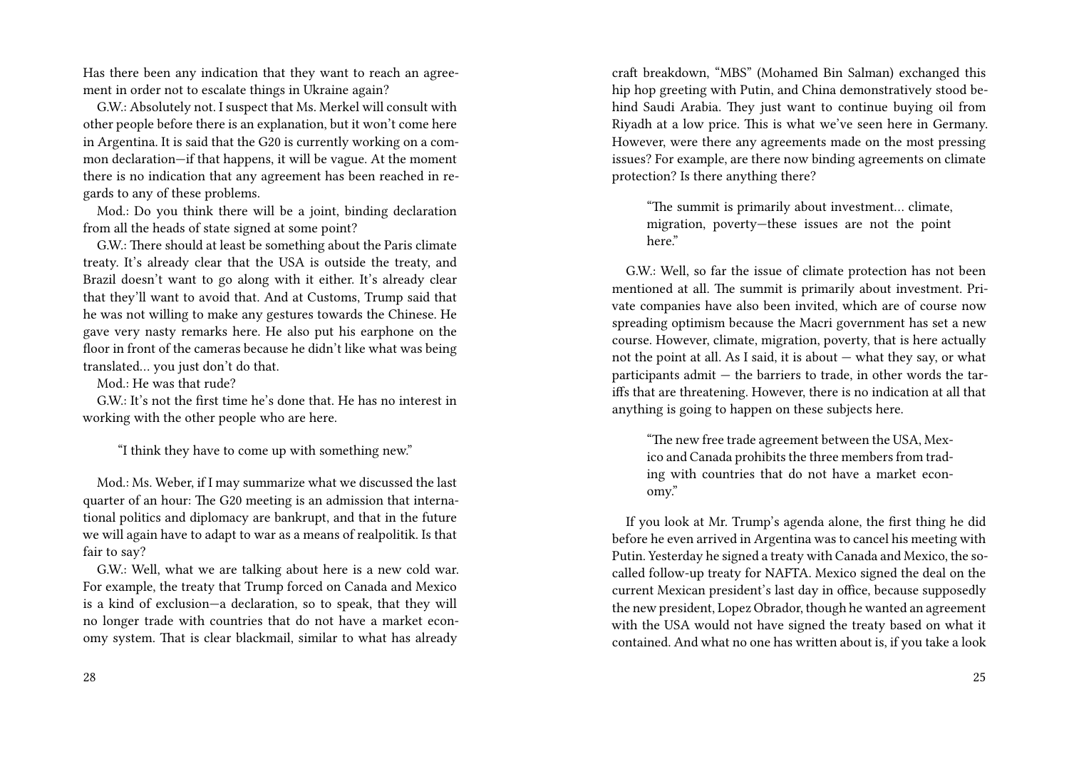Has there been any indication that they want to reach an agreement in order not to escalate things in Ukraine again?

G.W.: Absolutely not. I suspect that Ms. Merkel will consult with other people before there is an explanation, but it won't come here in Argentina. It is said that the G20 is currently working on a common declaration—if that happens, it will be vague. At the moment there is no indication that any agreement has been reached in regards to any of these problems.

Mod.: Do you think there will be a joint, binding declaration from all the heads of state signed at some point?

G.W.: There should at least be something about the Paris climate treaty. It's already clear that the USA is outside the treaty, and Brazil doesn't want to go along with it either. It's already clear that they'll want to avoid that. And at Customs, Trump said that he was not willing to make any gestures towards the Chinese. He gave very nasty remarks here. He also put his earphone on the floor in front of the cameras because he didn't like what was being translated… you just don't do that.

Mod.: He was that rude?

G.W.: It's not the first time he's done that. He has no interest in working with the other people who are here.

> "I think they have to come up with something new."

Mod.: Ms. Weber, if I may summarize what we discussed the last quarter of an hour: The G20 meeting is an admission that international politics and diplomacy are bankrupt, and that in the future we will again have to adapt to war as a means of realpolitik. Is that fair to say?

G.W.: Well, what we are talking about here is a new cold war. For example, the treaty that Trump forced on Canada and Mexico is a kind of exclusion—a declaration, so to speak, that they will no longer trade with countries that do not have a market economy system. That is clear blackmail, similar to what has already

craft breakdown, "MBS" (Mohamed Bin Salman) exchanged this hip hop greeting with Putin, and China demonstratively stood behind Saudi Arabia. They just want to continue buying oil from Riyadh at a low price. This is what we've seen here in Germany. However, were there any agreements made on the most pressing issues? For example, are there now binding agreements on climate protection? Is there anything there?

> "The summit is primarily about investment… climate, migration, poverty—these issues are not the point here."

G.W.: Well, so far the issue of climate protection has not been mentioned at all. The summit is primarily about investment. Private companies have also been invited, which are of course now spreading optimism because the Macri government has set a new course. However, climate, migration, poverty, that is here actually not the point at all. As I said, it is about — what they say, or what participants admit — the barriers to trade, in other words the tariffs that are threatening. However, there is no indication at all that anything is going to happen on these subjects here.

> "The new free trade agreement between the USA, Mexico and Canada prohibits the three members from trading with countries that do not have a market economy."

If you look at Mr. Trump's agenda alone, the first thing he did before he even arrived in Argentina was to cancel his meeting with Putin. Yesterday he signed a treaty with Canada and Mexico, the so-called follow-up treaty for NAFTA. Mexico signed the deal on the current Mexican president's last day in office, because supposedly the new president, Lopez Obrador, though he wanted an agreement with the USA would not have signed the treaty based on what it contained. And what no one has written about is, if you take a look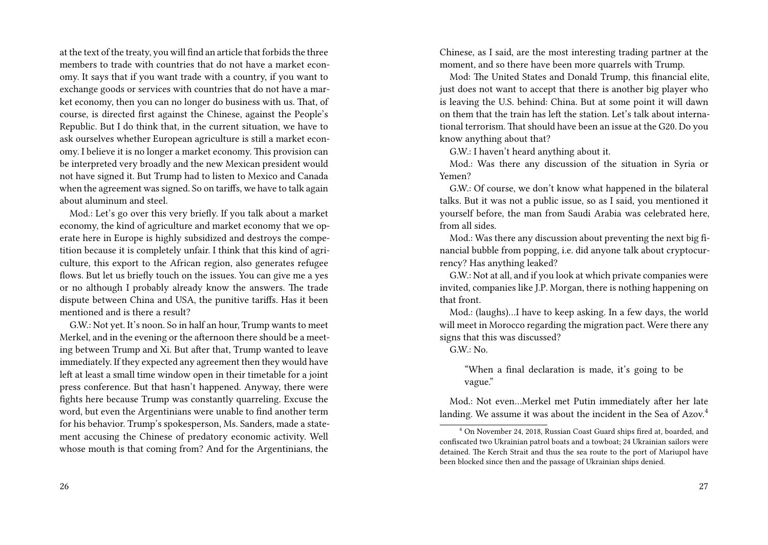at the text of the treaty, you will find an article that forbids the three members to trade with countries that do not have a market economy. It says that if you want trade with a country, if you want to exchange goods or services with countries that do not have a market economy, then you can no longer do business with us. That, of course, is directed first against the Chinese, against the People's Republic. But I do think that, in the current situation, we have to ask ourselves whether European agriculture is still a market economy. I believe it is no longer a market economy. This provision can be interpreted very broadly and the new Mexican president would not have signed it. But Trump had to listen to Mexico and Canada when the agreement was signed. So on tariffs, we have to talk again about aluminum and steel.

Mod.: Let's go over this very briefly. If you talk about a market economy, the kind of agriculture and market economy that we operate here in Europe is highly subsidized and destroys the competition because it is completely unfair. I think that this kind of agriculture, this export to the African region, also generates refugee flows. But let us briefly touch on the issues. You can give me a yes or no although I probably already know the answers. The trade dispute between China and USA, the punitive tariffs. Has it been mentioned and is there a result?

G.W.: Not yet. It's noon. So in half an hour, Trump wants to meet Merkel, and in the evening or the afternoon there should be a meeting between Trump and Xi. But after that, Trump wanted to leave immediately. If they expected any agreement then they would have left at least a small time window open in their timetable for a joint press conference. But that hasn't happened. Anyway, there were fights here because Trump was constantly quarreling. Excuse the word, but even the Argentinians were unable to find another term for his behavior. Trump's spokesperson, Ms. Sanders, made a statement accusing the Chinese of predatory economic activity. Well whose mouth is that coming from? And for the Argentinians, the Chinese, as I said, are the most interesting trading partner at the moment, and so there have been more quarrels with Trump.

Mod: The United States and Donald Trump, this financial elite, just does not want to accept that there is another big player who is leaving the U.S. behind: China. But at some point it will dawn on them that the train has left the station. Let's talk about international terrorism. That should have been an issue at the G20. Do you know anything about that?

G.W.: I haven't heard anything about it.

Mod.: Was there any discussion of the situation in Syria or Yemen?

G.W.: Of course, we don't know what happened in the bilateral talks. But it was not a public issue, so as I said, you mentioned it yourself before, the man from Saudi Arabia was celebrated here, from all sides.

Mod.: Was there any discussion about preventing the next big financial bubble from popping, i.e. did anyone talk about cryptocurrency? Has anything leaked?

G.W.: Not at all, and if you look at which private companies were invited, companies like J.P. Morgan, there is nothing happening on that front.

Mod.: (laughs)...I have to keep asking. In a few days, the world will meet in Morocco regarding the migration pact. Were there any signs that this was discussed?

G.W.: No.

> "When a final declaration is made, it's going to be vague."

Mod.: Not even...Merkel met Putin immediately after her late landing. We assume it was about the incident in the Sea of Azov.[4]

[4] On November 24, 2018, Russian Coast Guard ships fired at, boarded, and confiscated two Ukrainian patrol boats and a towboat; 24 Ukrainian sailors were detained. The Kerch Strait and thus the sea route to the port of Mariupol have been blocked since then and the passage of Ukrainian ships denied.